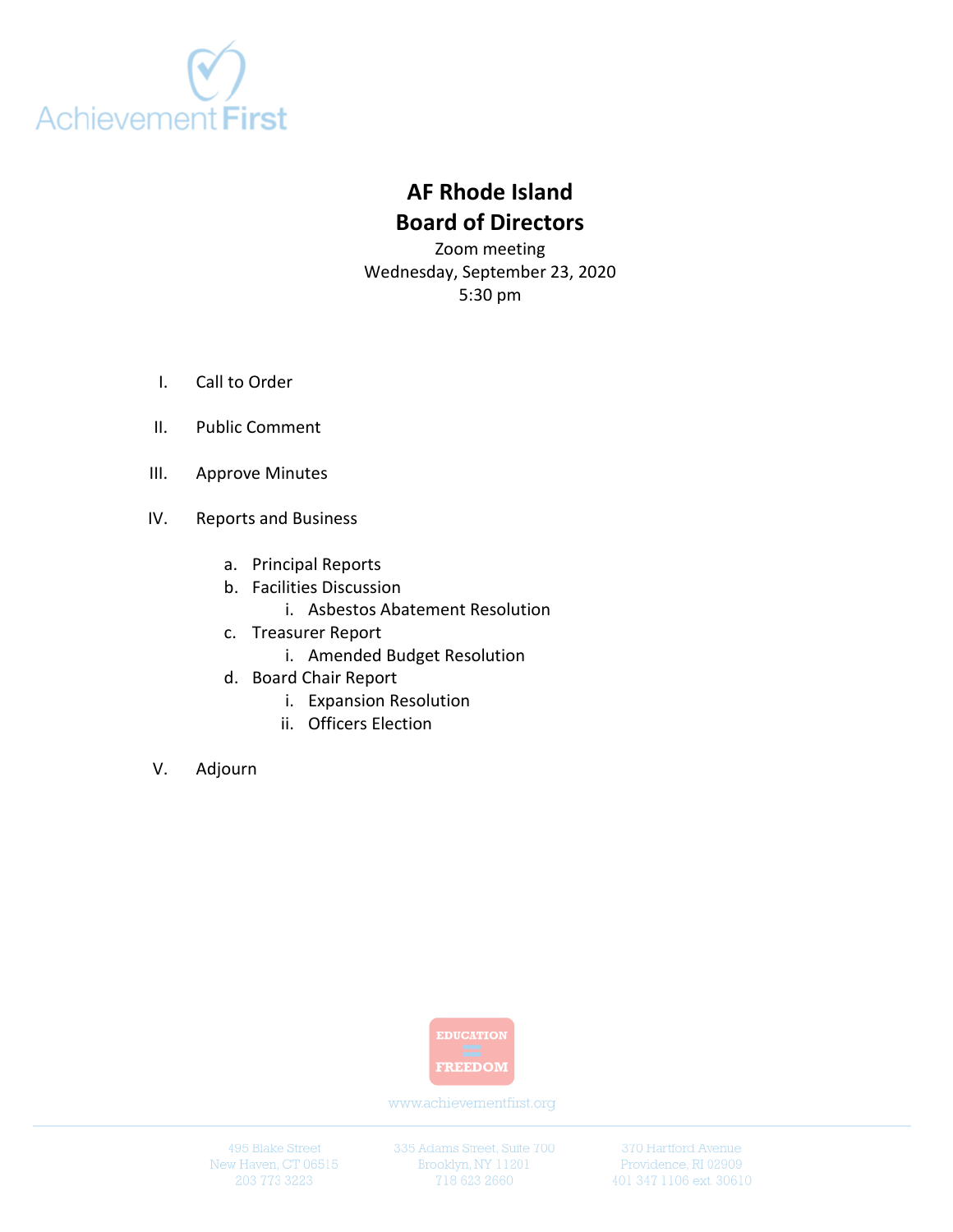Achievement First

# AF Rhode Island
# Board of Directors

Zoom meeting
Wednesday, September 23, 2020
5:30 pm

I. Call to Order

II. Public Comment

III. Approve Minutes

IV. Reports and Business

   a. Principal Reports
   b. Facilities Discussion
      i. Asbestos Abatement Resolution
   c. Treasurer Report
      i. Amended Budget Resolution
   d. Board Chair Report
      i. Expansion Resolution
      ii. Officers Election

V. Adjourn

EDUCATION = FREEDOM

www.achievementfirst.org

495 Blake Street
New Haven, CT 06515
203 773 3223

335 Adams Street, Suite 700
Brooklyn, NY 11201
718 623 2660

370 Hartford Avenue
Providence, RI 02909
401 347 1106 ext. 30610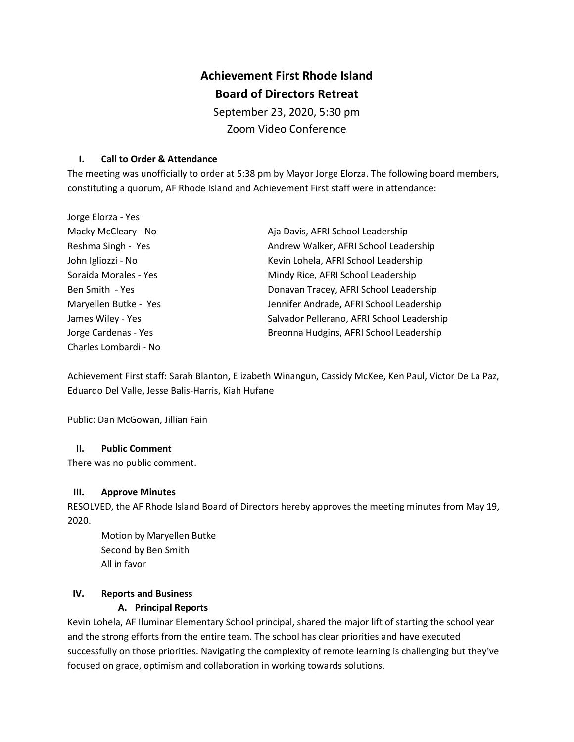# Achievement First Rhode Island
# Board of Directors Retreat

September 23, 2020, 5:30 pm
Zoom Video Conference

## I. Call to Order & Attendance

The meeting was unofficially to order at 5:38 pm by Mayor Jorge Elorza. The following board members, constituting a quorum, AF Rhode Island and Achievement First staff were in attendance:

Jorge Elorza - Yes
Macky McCleary - No
Reshma Singh - Yes
John Igliozzi - No
Soraida Morales - Yes
Ben Smith - Yes
Maryellen Butke - Yes
James Wiley - Yes
Jorge Cardenas - Yes
Charles Lombardi - No

Aja Davis, AFRI School Leadership
Andrew Walker, AFRI School Leadership
Kevin Lohela, AFRI School Leadership
Mindy Rice, AFRI School Leadership
Donavan Tracey, AFRI School Leadership
Jennifer Andrade, AFRI School Leadership
Salvador Pellerano, AFRI School Leadership
Breonna Hudgins, AFRI School Leadership

Achievement First staff: Sarah Blanton, Elizabeth Winangun, Cassidy McKee, Ken Paul, Victor De La Paz, Eduardo Del Valle, Jesse Balis-Harris, Kiah Hufane

Public: Dan McGowan, Jillian Fain

## II. Public Comment

There was no public comment.

## III. Approve Minutes

RESOLVED, the AF Rhode Island Board of Directors hereby approves the meeting minutes from May 19, 2020.

Motion by Maryellen Butke
Second by Ben Smith
All in favor

## IV. Reports and Business

### A. Principal Reports

Kevin Lohela, AF Iluminar Elementary School principal, shared the major lift of starting the school year and the strong efforts from the entire team. The school has clear priorities and have executed successfully on those priorities. Navigating the complexity of remote learning is challenging but they've focused on grace, optimism and collaboration in working towards solutions.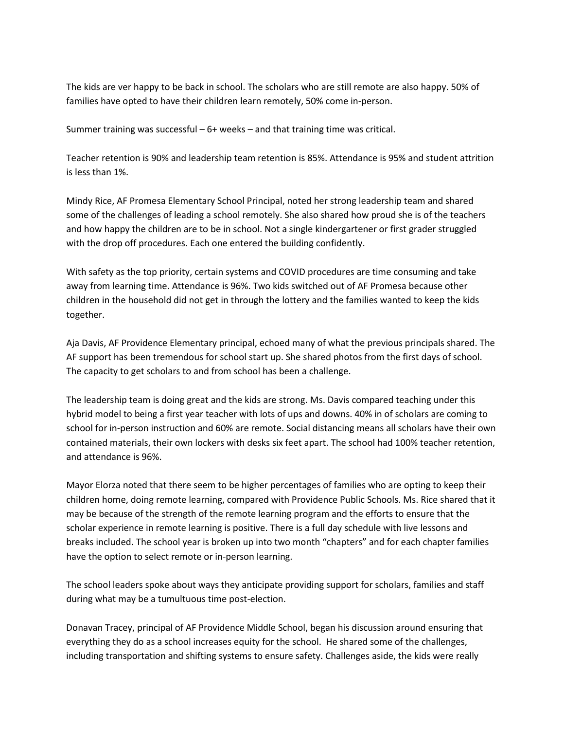The kids are ver happy to be back in school. The scholars who are still remote are also happy. 50% of families have opted to have their children learn remotely, 50% come in-person.

Summer training was successful – 6+ weeks – and that training time was critical.

Teacher retention is 90% and leadership team retention is 85%. Attendance is 95% and student attrition is less than 1%.

Mindy Rice, AF Promesa Elementary School Principal, noted her strong leadership team and shared some of the challenges of leading a school remotely. She also shared how proud she is of the teachers and how happy the children are to be in school. Not a single kindergartener or first grader struggled with the drop off procedures. Each one entered the building confidently.

With safety as the top priority, certain systems and COVID procedures are time consuming and take away from learning time. Attendance is 96%. Two kids switched out of AF Promesa because other children in the household did not get in through the lottery and the families wanted to keep the kids together.

Aja Davis, AF Providence Elementary principal, echoed many of what the previous principals shared. The AF support has been tremendous for school start up. She shared photos from the first days of school. The capacity to get scholars to and from school has been a challenge.

The leadership team is doing great and the kids are strong. Ms. Davis compared teaching under this hybrid model to being a first year teacher with lots of ups and downs. 40% in of scholars are coming to school for in-person instruction and 60% are remote. Social distancing means all scholars have their own contained materials, their own lockers with desks six feet apart. The school had 100% teacher retention, and attendance is 96%.

Mayor Elorza noted that there seem to be higher percentages of families who are opting to keep their children home, doing remote learning, compared with Providence Public Schools. Ms. Rice shared that it may be because of the strength of the remote learning program and the efforts to ensure that the scholar experience in remote learning is positive. There is a full day schedule with live lessons and breaks included. The school year is broken up into two month "chapters" and for each chapter families have the option to select remote or in-person learning.

The school leaders spoke about ways they anticipate providing support for scholars, families and staff during what may be a tumultuous time post-election.

Donavan Tracey, principal of AF Providence Middle School, began his discussion around ensuring that everything they do as a school increases equity for the school. He shared some of the challenges, including transportation and shifting systems to ensure safety. Challenges aside, the kids were really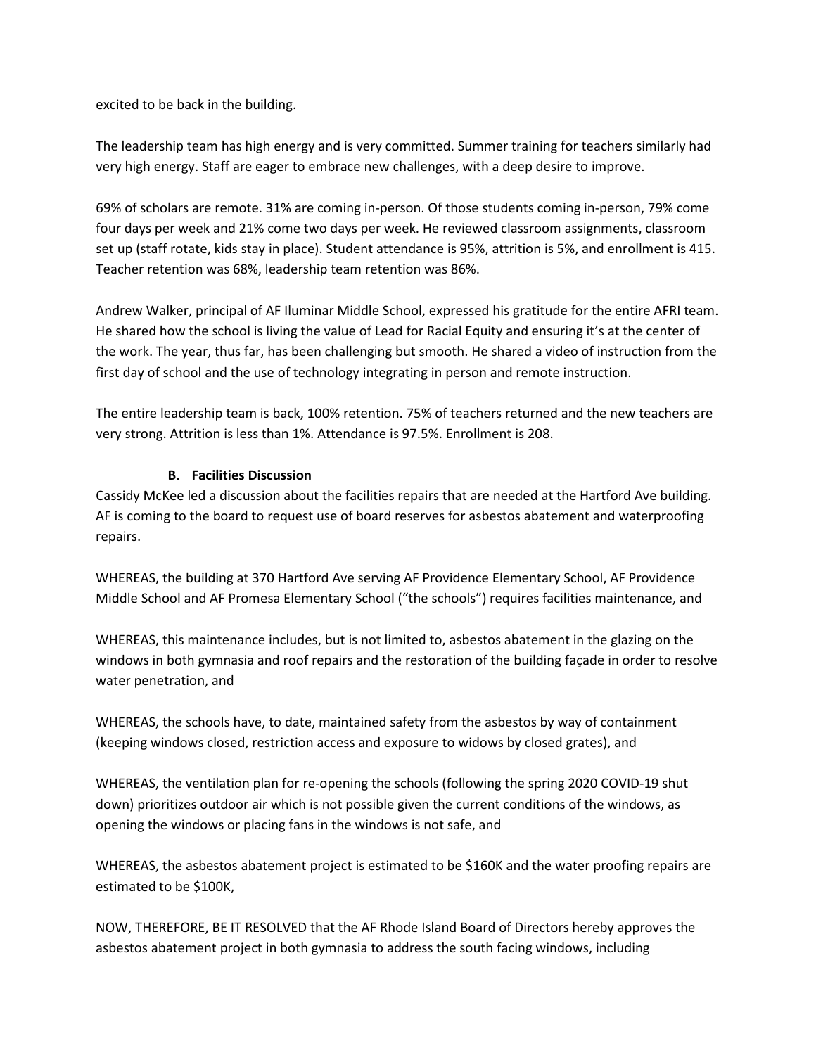excited to be back in the building.

The leadership team has high energy and is very committed. Summer training for teachers similarly had very high energy. Staff are eager to embrace new challenges, with a deep desire to improve.

69% of scholars are remote. 31% are coming in-person. Of those students coming in-person, 79% come four days per week and 21% come two days per week. He reviewed classroom assignments, classroom set up (staff rotate, kids stay in place). Student attendance is 95%, attrition is 5%, and enrollment is 415. Teacher retention was 68%, leadership team retention was 86%.

Andrew Walker, principal of AF Iluminar Middle School, expressed his gratitude for the entire AFRI team. He shared how the school is living the value of Lead for Racial Equity and ensuring it's at the center of the work. The year, thus far, has been challenging but smooth. He shared a video of instruction from the first day of school and the use of technology integrating in person and remote instruction.

The entire leadership team is back, 100% retention. 75% of teachers returned and the new teachers are very strong. Attrition is less than 1%. Attendance is 97.5%. Enrollment is 208.

**B. Facilities Discussion**

Cassidy McKee led a discussion about the facilities repairs that are needed at the Hartford Ave building. AF is coming to the board to request use of board reserves for asbestos abatement and waterproofing repairs.

WHEREAS, the building at 370 Hartford Ave serving AF Providence Elementary School, AF Providence Middle School and AF Promesa Elementary School ("the schools") requires facilities maintenance, and

WHEREAS, this maintenance includes, but is not limited to, asbestos abatement in the glazing on the windows in both gymnasia and roof repairs and the restoration of the building façade in order to resolve water penetration, and

WHEREAS, the schools have, to date, maintained safety from the asbestos by way of containment (keeping windows closed, restriction access and exposure to widows by closed grates), and

WHEREAS, the ventilation plan for re-opening the schools (following the spring 2020 COVID-19 shut down) prioritizes outdoor air which is not possible given the current conditions of the windows, as opening the windows or placing fans in the windows is not safe, and

WHEREAS, the asbestos abatement project is estimated to be $160K and the water proofing repairs are estimated to be $100K,

NOW, THEREFORE, BE IT RESOLVED that the AF Rhode Island Board of Directors hereby approves the asbestos abatement project in both gymnasia to address the south facing windows, including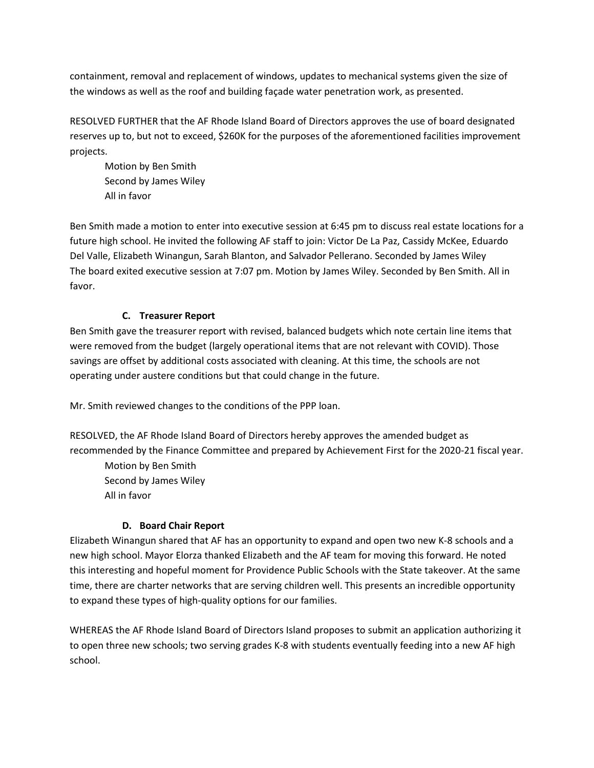containment, removal and replacement of windows, updates to mechanical systems given the size of the windows as well as the roof and building façade water penetration work, as presented.

RESOLVED FURTHER that the AF Rhode Island Board of Directors approves the use of board designated reserves up to, but not to exceed, $260K for the purposes of the aforementioned facilities improvement projects.

Motion by Ben Smith
Second by James Wiley
All in favor

Ben Smith made a motion to enter into executive session at 6:45 pm to discuss real estate locations for a future high school. He invited the following AF staff to join: Victor De La Paz, Cassidy McKee, Eduardo Del Valle, Elizabeth Winangun, Sarah Blanton, and Salvador Pellerano. Seconded by James Wiley
The board exited executive session at 7:07 pm. Motion by James Wiley. Seconded by Ben Smith. All in favor.

### C. Treasurer Report

Ben Smith gave the treasurer report with revised, balanced budgets which note certain line items that were removed from the budget (largely operational items that are not relevant with COVID). Those savings are offset by additional costs associated with cleaning. At this time, the schools are not operating under austere conditions but that could change in the future.

Mr. Smith reviewed changes to the conditions of the PPP loan.

RESOLVED, the AF Rhode Island Board of Directors hereby approves the amended budget as recommended by the Finance Committee and prepared by Achievement First for the 2020-21 fiscal year.

Motion by Ben Smith
Second by James Wiley
All in favor

### D. Board Chair Report

Elizabeth Winangun shared that AF has an opportunity to expand and open two new K-8 schools and a new high school. Mayor Elorza thanked Elizabeth and the AF team for moving this forward. He noted this interesting and hopeful moment for Providence Public Schools with the State takeover. At the same time, there are charter networks that are serving children well. This presents an incredible opportunity to expand these types of high-quality options for our families.

WHEREAS the AF Rhode Island Board of Directors Island proposes to submit an application authorizing it to open three new schools; two serving grades K-8 with students eventually feeding into a new AF high school.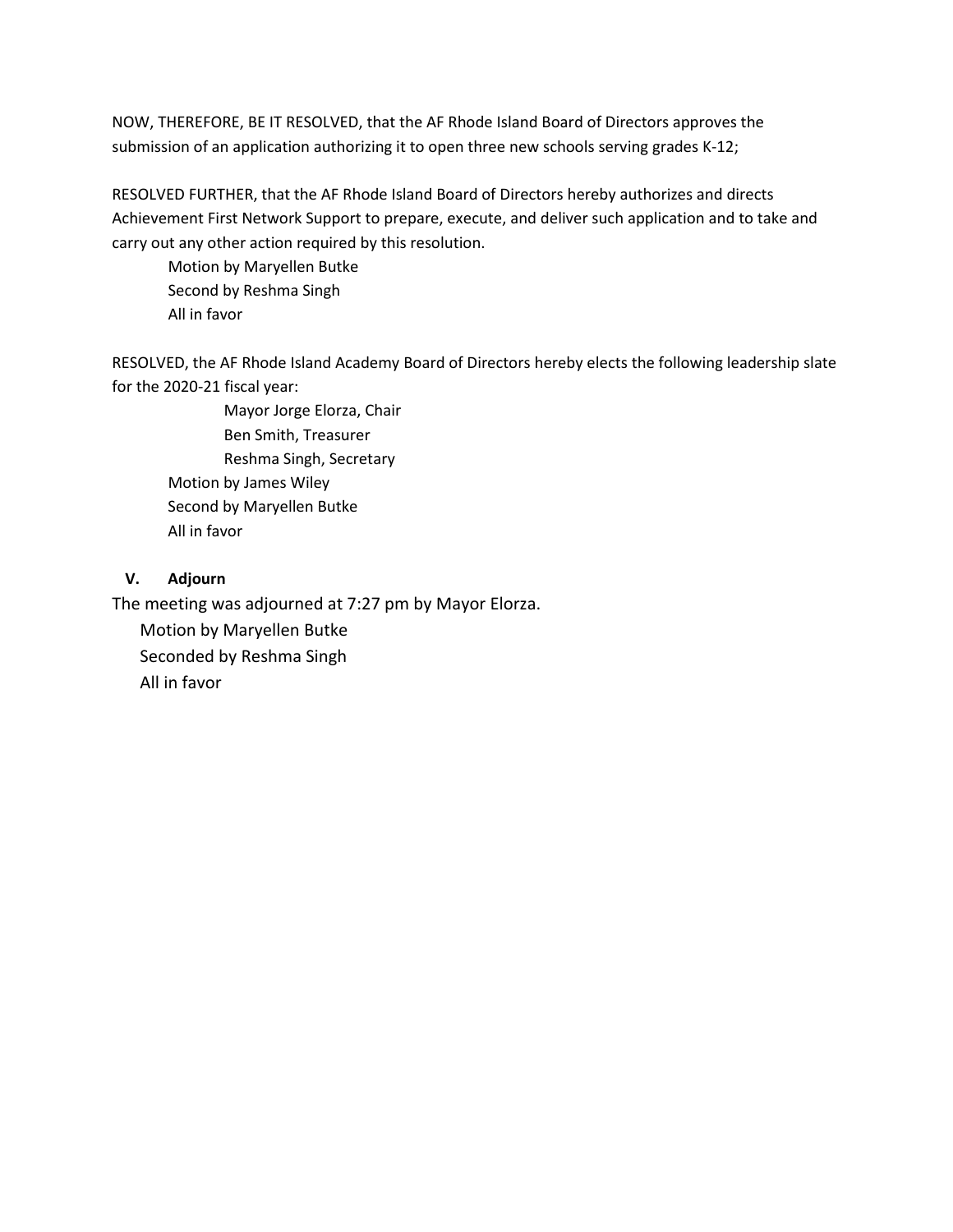NOW, THEREFORE, BE IT RESOLVED, that the AF Rhode Island Board of Directors approves the submission of an application authorizing it to open three new schools serving grades K-12;

RESOLVED FURTHER, that the AF Rhode Island Board of Directors hereby authorizes and directs Achievement First Network Support to prepare, execute, and deliver such application and to take and carry out any other action required by this resolution.

Motion by Maryellen Butke
Second by Reshma Singh
All in favor

RESOLVED, the AF Rhode Island Academy Board of Directors hereby elects the following leadership slate for the 2020-21 fiscal year:

Mayor Jorge Elorza, Chair
Ben Smith, Treasurer
Reshma Singh, Secretary

Motion by James Wiley
Second by Maryellen Butke
All in favor

## V. Adjourn

The meeting was adjourned at 7:27 pm by Mayor Elorza.

Motion by Maryellen Butke
Seconded by Reshma Singh
All in favor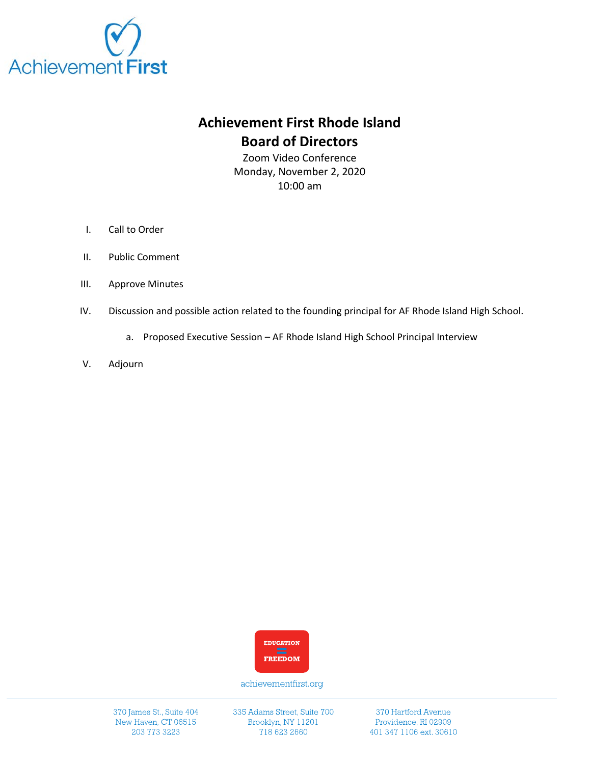# Achievement First Rhode Island
## Board of Directors

Zoom Video Conference
Monday, November 2, 2020
10:00 am

I. Call to Order

II. Public Comment

III. Approve Minutes

IV. Discussion and possible action related to the founding principal for AF Rhode Island High School.

   a. Proposed Executive Session – AF Rhode Island High School Principal Interview

V. Adjourn

EDUCATION = FREEDOM

achievementfirst.org

370 James St., Suite 404
New Haven, CT 06515
203 773 3223

335 Adams Street, Suite 700
Brooklyn, NY 11201
718 623 2660

370 Hartford Avenue
Providence, RI 02909
401 347 1106 ext. 30610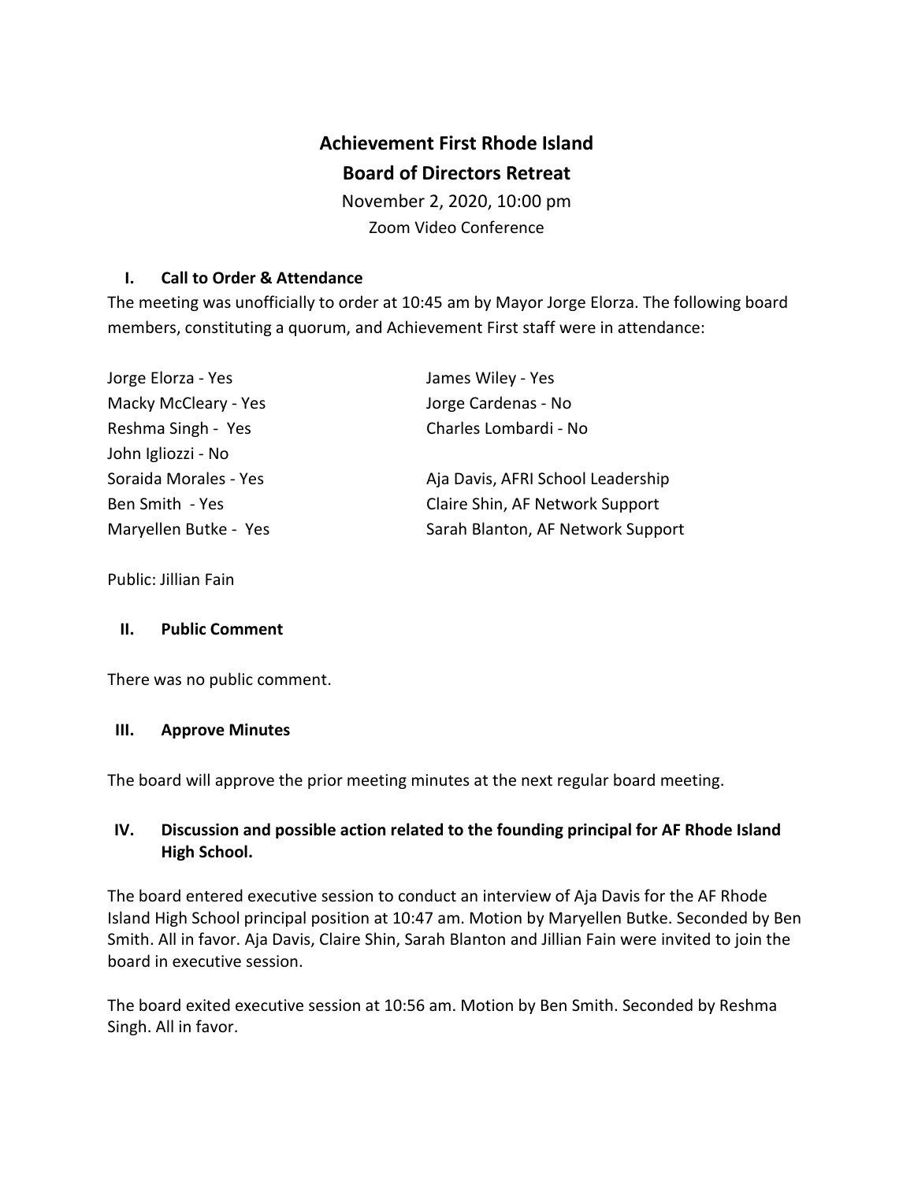# Achievement First Rhode Island
## Board of Directors Retreat

November 2, 2020, 10:00 pm
Zoom Video Conference

### I. Call to Order & Attendance

The meeting was unofficially to order at 10:45 am by Mayor Jorge Elorza. The following board members, constituting a quorum, and Achievement First staff were in attendance:

Jorge Elorza - Yes
Macky McCleary - Yes
Reshma Singh - Yes
John Igliozzi - No
Soraida Morales - Yes
Ben Smith - Yes
Maryellen Butke - Yes

James Wiley - Yes
Jorge Cardenas - No
Charles Lombardi - No

Aja Davis, AFRI School Leadership
Claire Shin, AF Network Support
Sarah Blanton, AF Network Support

Public: Jillian Fain

### II. Public Comment

There was no public comment.

### III. Approve Minutes

The board will approve the prior meeting minutes at the next regular board meeting.

### IV. Discussion and possible action related to the founding principal for AF Rhode Island High School.

The board entered executive session to conduct an interview of Aja Davis for the AF Rhode Island High School principal position at 10:47 am. Motion by Maryellen Butke. Seconded by Ben Smith. All in favor. Aja Davis, Claire Shin, Sarah Blanton and Jillian Fain were invited to join the board in executive session.

The board exited executive session at 10:56 am. Motion by Ben Smith. Seconded by Reshma Singh. All in favor.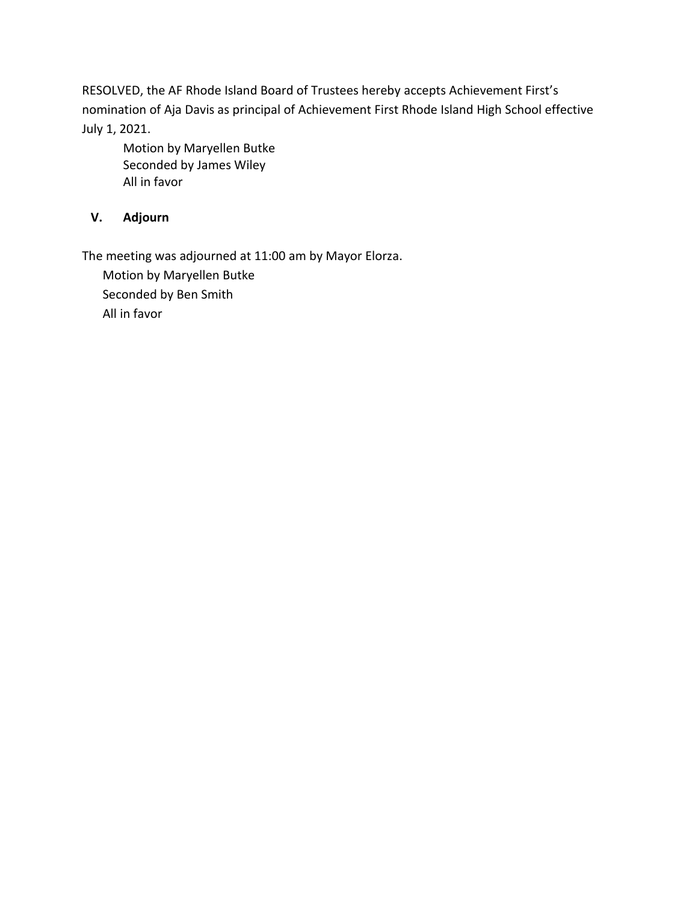RESOLVED, the AF Rhode Island Board of Trustees hereby accepts Achievement First's nomination of Aja Davis as principal of Achievement First Rhode Island High School effective July 1, 2021.

Motion by Maryellen Butke
Seconded by James Wiley
All in favor

## V. Adjourn

The meeting was adjourned at 11:00 am by Mayor Elorza.

Motion by Maryellen Butke
Seconded by Ben Smith
All in favor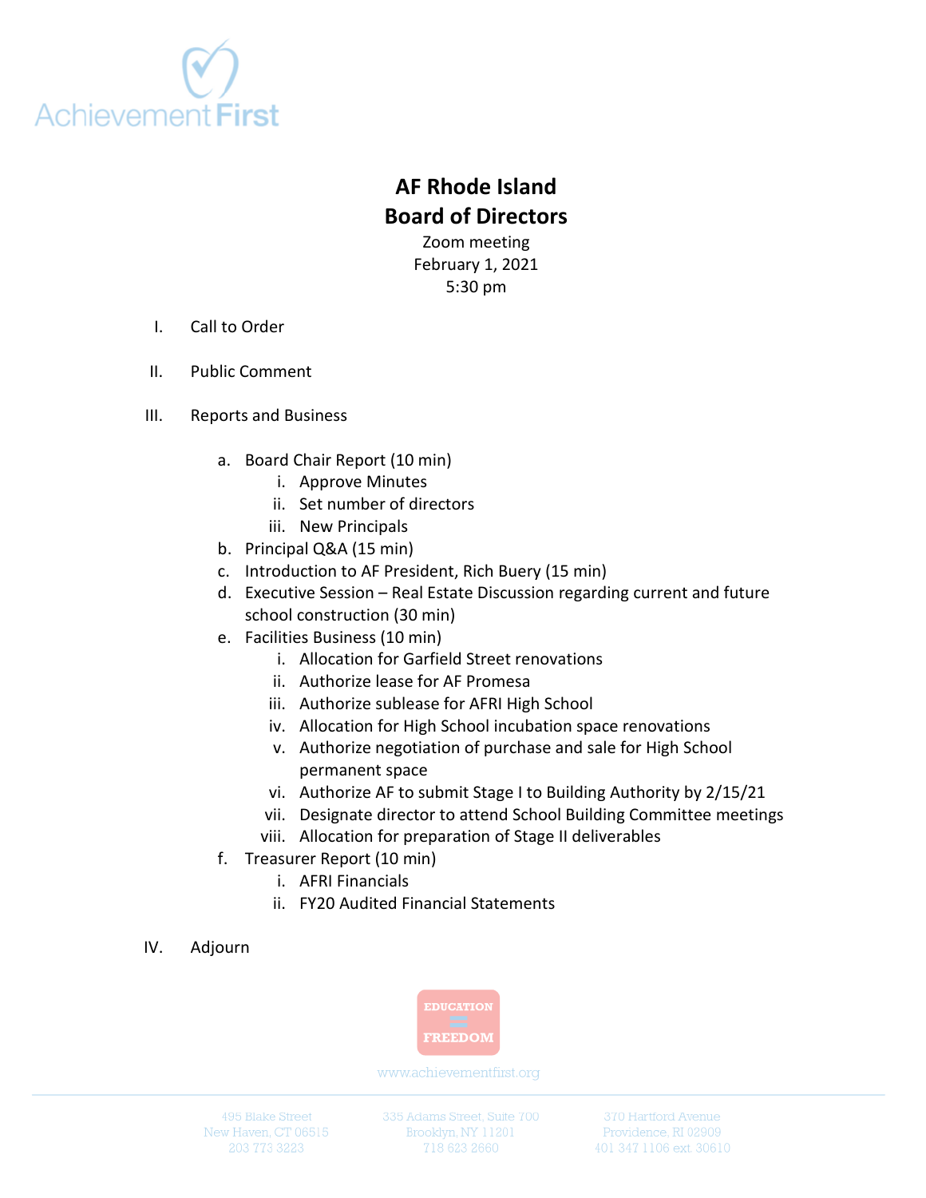# AF Rhode Island
# Board of Directors

Zoom meeting
February 1, 2021
5:30 pm

I. Call to Order

II. Public Comment

III. Reports and Business

   a. Board Chair Report (10 min)
      i. Approve Minutes
      ii. Set number of directors
      iii. New Principals
   b. Principal Q&A (15 min)
   c. Introduction to AF President, Rich Buery (15 min)
   d. Executive Session – Real Estate Discussion regarding current and future school construction (30 min)
   e. Facilities Business (10 min)
      i. Allocation for Garfield Street renovations
      ii. Authorize lease for AF Promesa
      iii. Authorize sublease for AFRI High School
      iv. Allocation for High School incubation space renovations
      v. Authorize negotiation of purchase and sale for High School permanent space
      vi. Authorize AF to submit Stage I to Building Authority by 2/15/21
      vii. Designate director to attend School Building Committee meetings
      viii. Allocation for preparation of Stage II deliverables
   f. Treasurer Report (10 min)
      i. AFRI Financials
      ii. FY20 Audited Financial Statements

IV. Adjourn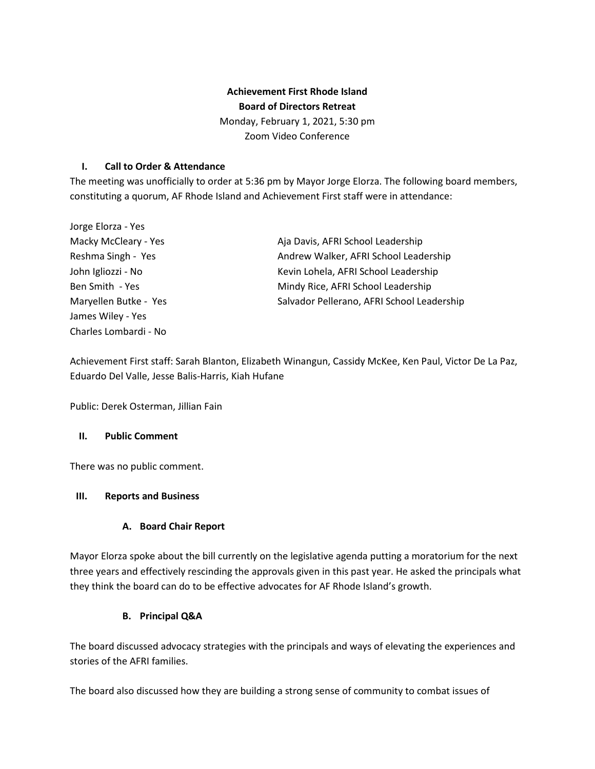**Achievement First Rhode Island**
**Board of Directors Retreat**
Monday, February 1, 2021, 5:30 pm
Zoom Video Conference

## I. Call to Order & Attendance

The meeting was unofficially to order at 5:36 pm by Mayor Jorge Elorza. The following board members, constituting a quorum, AF Rhode Island and Achievement First staff were in attendance:

Jorge Elorza - Yes
Macky McCleary - Yes
Reshma Singh - Yes
John Igliozzi - No
Ben Smith - Yes
Maryellen Butke - Yes
James Wiley - Yes
Charles Lombardi - No

Aja Davis, AFRI School Leadership
Andrew Walker, AFRI School Leadership
Kevin Lohela, AFRI School Leadership
Mindy Rice, AFRI School Leadership
Salvador Pellerano, AFRI School Leadership

Achievement First staff: Sarah Blanton, Elizabeth Winangun, Cassidy McKee, Ken Paul, Victor De La Paz, Eduardo Del Valle, Jesse Balis-Harris, Kiah Hufane

Public: Derek Osterman, Jillian Fain

## II. Public Comment

There was no public comment.

## III. Reports and Business

### A. Board Chair Report

Mayor Elorza spoke about the bill currently on the legislative agenda putting a moratorium for the next three years and effectively rescinding the approvals given in this past year. He asked the principals what they think the board can do to be effective advocates for AF Rhode Island's growth.

### B. Principal Q&A

The board discussed advocacy strategies with the principals and ways of elevating the experiences and stories of the AFRI families.

The board also discussed how they are building a strong sense of community to combat issues of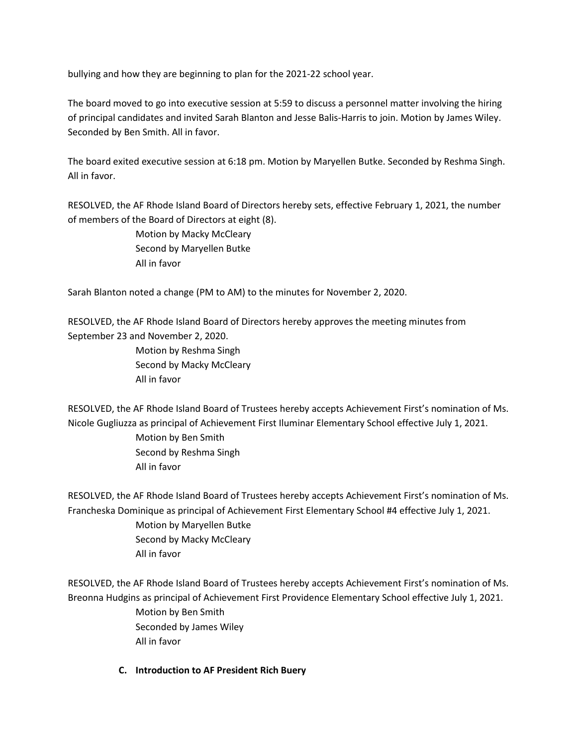bullying and how they are beginning to plan for the 2021-22 school year.

The board moved to go into executive session at 5:59 to discuss a personnel matter involving the hiring of principal candidates and invited Sarah Blanton and Jesse Balis-Harris to join. Motion by James Wiley. Seconded by Ben Smith. All in favor.

The board exited executive session at 6:18 pm. Motion by Maryellen Butke. Seconded by Reshma Singh. All in favor.

RESOLVED, the AF Rhode Island Board of Directors hereby sets, effective February 1, 2021, the number of members of the Board of Directors at eight (8).

> Motion by Macky McCleary
> Second by Maryellen Butke
> All in favor

Sarah Blanton noted a change (PM to AM) to the minutes for November 2, 2020.

RESOLVED, the AF Rhode Island Board of Directors hereby approves the meeting minutes from September 23 and November 2, 2020.

> Motion by Reshma Singh
> Second by Macky McCleary
> All in favor

RESOLVED, the AF Rhode Island Board of Trustees hereby accepts Achievement First's nomination of Ms. Nicole Gugliuzza as principal of Achievement First Iluminar Elementary School effective July 1, 2021.

> Motion by Ben Smith
> Second by Reshma Singh
> All in favor

RESOLVED, the AF Rhode Island Board of Trustees hereby accepts Achievement First's nomination of Ms. Francheska Dominique as principal of Achievement First Elementary School #4 effective July 1, 2021.

> Motion by Maryellen Butke
> Second by Macky McCleary
> All in favor

RESOLVED, the AF Rhode Island Board of Trustees hereby accepts Achievement First's nomination of Ms. Breonna Hudgins as principal of Achievement First Providence Elementary School effective July 1, 2021.

> Motion by Ben Smith
> Seconded by James Wiley
> All in favor

**C. Introduction to AF President Rich Buery**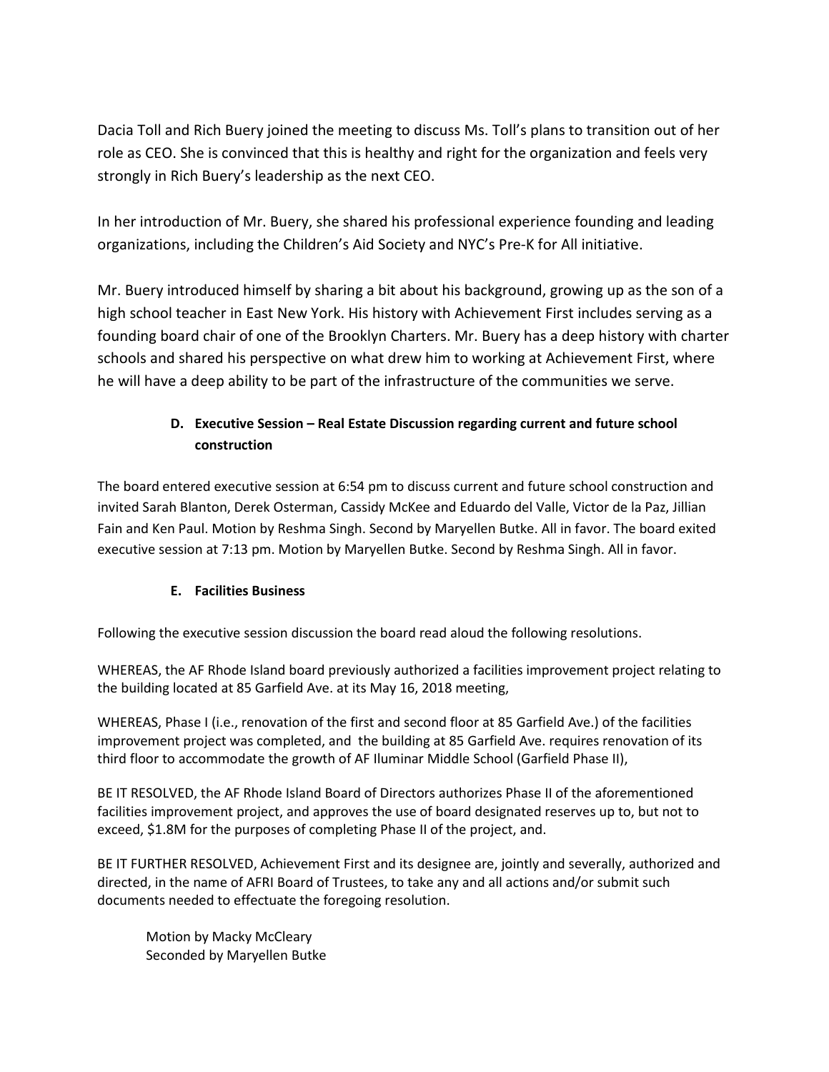Dacia Toll and Rich Buery joined the meeting to discuss Ms. Toll's plans to transition out of her role as CEO. She is convinced that this is healthy and right for the organization and feels very strongly in Rich Buery's leadership as the next CEO.

In her introduction of Mr. Buery, she shared his professional experience founding and leading organizations, including the Children's Aid Society and NYC's Pre-K for All initiative.

Mr. Buery introduced himself by sharing a bit about his background, growing up as the son of a high school teacher in East New York. His history with Achievement First includes serving as a founding board chair of one of the Brooklyn Charters. Mr. Buery has a deep history with charter schools and shared his perspective on what drew him to working at Achievement First, where he will have a deep ability to be part of the infrastructure of the communities we serve.

**D. Executive Session – Real Estate Discussion regarding current and future school construction**

The board entered executive session at 6:54 pm to discuss current and future school construction and invited Sarah Blanton, Derek Osterman, Cassidy McKee and Eduardo del Valle, Victor de la Paz, Jillian Fain and Ken Paul. Motion by Reshma Singh. Second by Maryellen Butke. All in favor. The board exited executive session at 7:13 pm. Motion by Maryellen Butke. Second by Reshma Singh. All in favor.

**E. Facilities Business**

Following the executive session discussion the board read aloud the following resolutions.

WHEREAS, the AF Rhode Island board previously authorized a facilities improvement project relating to the building located at 85 Garfield Ave. at its May 16, 2018 meeting,

WHEREAS, Phase I (i.e., renovation of the first and second floor at 85 Garfield Ave.) of the facilities improvement project was completed, and the building at 85 Garfield Ave. requires renovation of its third floor to accommodate the growth of AF Iluminar Middle School (Garfield Phase II),

BE IT RESOLVED, the AF Rhode Island Board of Directors authorizes Phase II of the aforementioned facilities improvement project, and approves the use of board designated reserves up to, but not to exceed, $1.8M for the purposes of completing Phase II of the project, and.

BE IT FURTHER RESOLVED, Achievement First and its designee are, jointly and severally, authorized and directed, in the name of AFRI Board of Trustees, to take any and all actions and/or submit such documents needed to effectuate the foregoing resolution.

Motion by Macky McCleary
Seconded by Maryellen Butke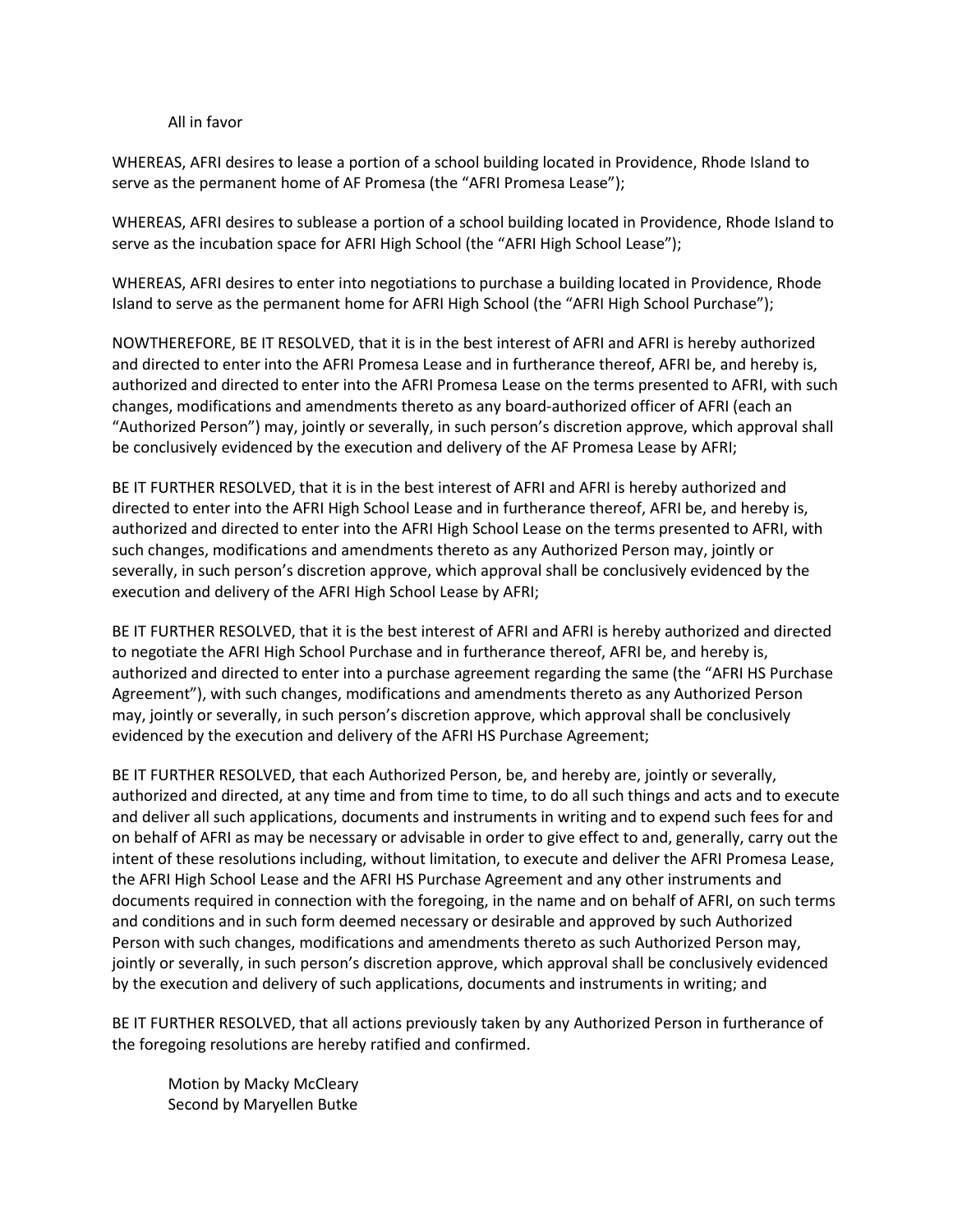All in favor

WHEREAS, AFRI desires to lease a portion of a school building located in Providence, Rhode Island to serve as the permanent home of AF Promesa (the "AFRI Promesa Lease");

WHEREAS, AFRI desires to sublease a portion of a school building located in Providence, Rhode Island to serve as the incubation space for AFRI High School (the "AFRI High School Lease");

WHEREAS, AFRI desires to enter into negotiations to purchase a building located in Providence, Rhode Island to serve as the permanent home for AFRI High School (the "AFRI High School Purchase");

NOWTHEREFORE, BE IT RESOLVED, that it is in the best interest of AFRI and AFRI is hereby authorized and directed to enter into the AFRI Promesa Lease and in furtherance thereof, AFRI be, and hereby is, authorized and directed to enter into the AFRI Promesa Lease on the terms presented to AFRI, with such changes, modifications and amendments thereto as any board-authorized officer of AFRI (each an "Authorized Person") may, jointly or severally, in such person's discretion approve, which approval shall be conclusively evidenced by the execution and delivery of the AF Promesa Lease by AFRI;

BE IT FURTHER RESOLVED, that it is in the best interest of AFRI and AFRI is hereby authorized and directed to enter into the AFRI High School Lease and in furtherance thereof, AFRI be, and hereby is, authorized and directed to enter into the AFRI High School Lease on the terms presented to AFRI, with such changes, modifications and amendments thereto as any Authorized Person may, jointly or severally, in such person's discretion approve, which approval shall be conclusively evidenced by the execution and delivery of the AFRI High School Lease by AFRI;

BE IT FURTHER RESOLVED, that it is the best interest of AFRI and AFRI is hereby authorized and directed to negotiate the AFRI High School Purchase and in furtherance thereof, AFRI be, and hereby is, authorized and directed to enter into a purchase agreement regarding the same (the "AFRI HS Purchase Agreement"), with such changes, modifications and amendments thereto as any Authorized Person may, jointly or severally, in such person's discretion approve, which approval shall be conclusively evidenced by the execution and delivery of the AFRI HS Purchase Agreement;

BE IT FURTHER RESOLVED, that each Authorized Person, be, and hereby are, jointly or severally, authorized and directed, at any time and from time to time, to do all such things and acts and to execute and deliver all such applications, documents and instruments in writing and to expend such fees for and on behalf of AFRI as may be necessary or advisable in order to give effect to and, generally, carry out the intent of these resolutions including, without limitation, to execute and deliver the AFRI Promesa Lease, the AFRI High School Lease and the AFRI HS Purchase Agreement and any other instruments and documents required in connection with the foregoing, in the name and on behalf of AFRI, on such terms and conditions and in such form deemed necessary or desirable and approved by such Authorized Person with such changes, modifications and amendments thereto as such Authorized Person may, jointly or severally, in such person's discretion approve, which approval shall be conclusively evidenced by the execution and delivery of such applications, documents and instruments in writing; and

BE IT FURTHER RESOLVED, that all actions previously taken by any Authorized Person in furtherance of the foregoing resolutions are hereby ratified and confirmed.

Motion by Macky McCleary
Second by Maryellen Butke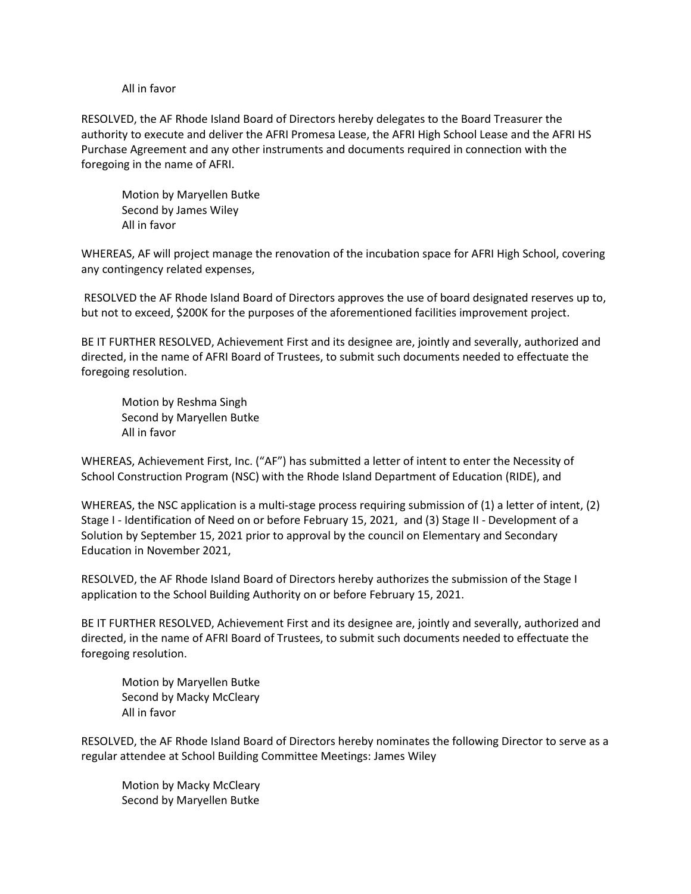All in favor

RESOLVED, the AF Rhode Island Board of Directors hereby delegates to the Board Treasurer the authority to execute and deliver the AFRI Promesa Lease, the AFRI High School Lease and the AFRI HS Purchase Agreement and any other instruments and documents required in connection with the foregoing in the name of AFRI.

Motion by Maryellen Butke
Second by James Wiley
All in favor

WHEREAS, AF will project manage the renovation of the incubation space for AFRI High School, covering any contingency related expenses,

RESOLVED the AF Rhode Island Board of Directors approves the use of board designated reserves up to, but not to exceed, $200K for the purposes of the aforementioned facilities improvement project.

BE IT FURTHER RESOLVED, Achievement First and its designee are, jointly and severally, authorized and directed, in the name of AFRI Board of Trustees, to submit such documents needed to effectuate the foregoing resolution.

Motion by Reshma Singh
Second by Maryellen Butke
All in favor

WHEREAS, Achievement First, Inc. ("AF") has submitted a letter of intent to enter the Necessity of School Construction Program (NSC) with the Rhode Island Department of Education (RIDE), and

WHEREAS, the NSC application is a multi-stage process requiring submission of (1) a letter of intent, (2) Stage I - Identification of Need on or before February 15, 2021, and (3) Stage II - Development of a Solution by September 15, 2021 prior to approval by the council on Elementary and Secondary Education in November 2021,

RESOLVED, the AF Rhode Island Board of Directors hereby authorizes the submission of the Stage I application to the School Building Authority on or before February 15, 2021.

BE IT FURTHER RESOLVED, Achievement First and its designee are, jointly and severally, authorized and directed, in the name of AFRI Board of Trustees, to submit such documents needed to effectuate the foregoing resolution.

Motion by Maryellen Butke
Second by Macky McCleary
All in favor

RESOLVED, the AF Rhode Island Board of Directors hereby nominates the following Director to serve as a regular attendee at School Building Committee Meetings: James Wiley

Motion by Macky McCleary
Second by Maryellen Butke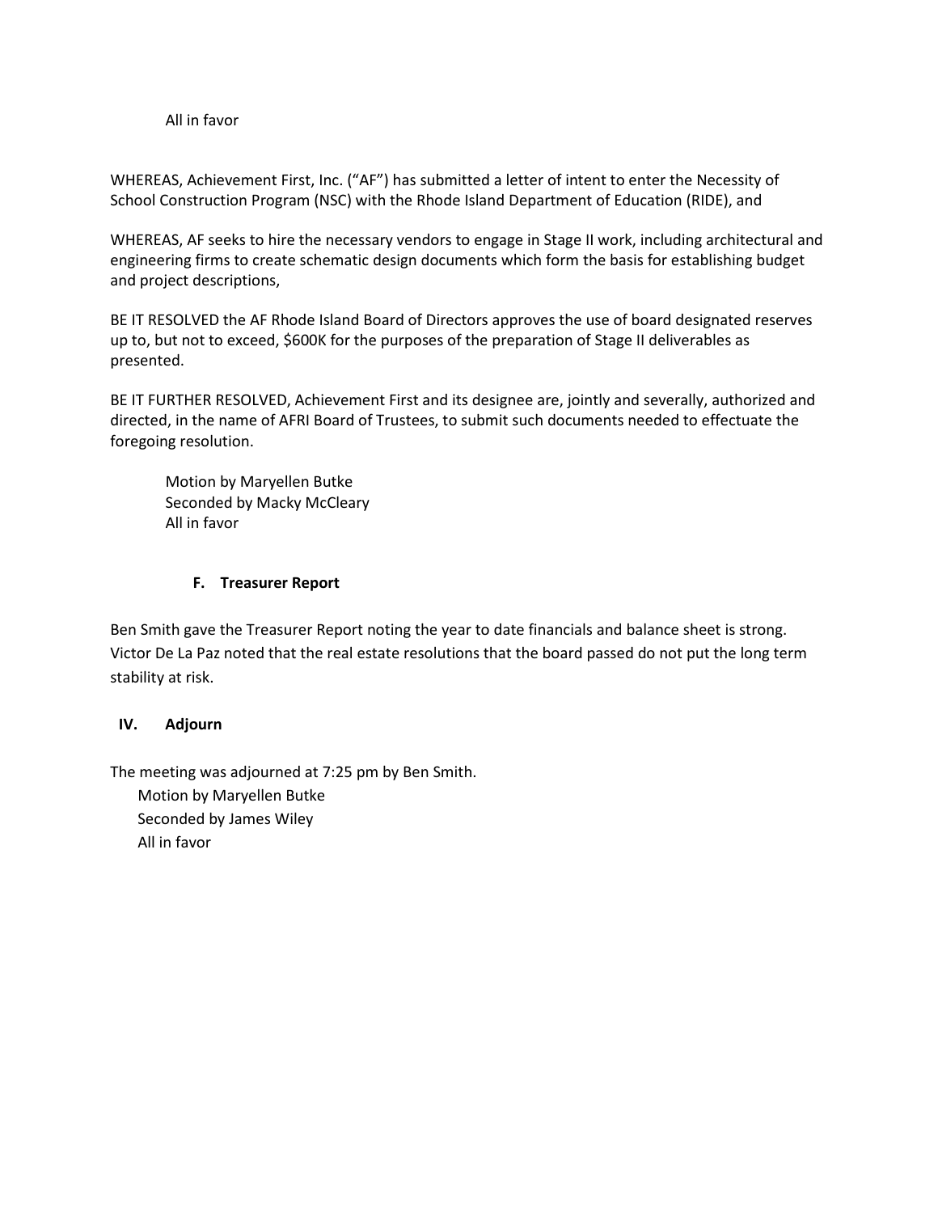All in favor

WHEREAS, Achievement First, Inc. ("AF") has submitted a letter of intent to enter the Necessity of School Construction Program (NSC) with the Rhode Island Department of Education (RIDE), and

WHEREAS, AF seeks to hire the necessary vendors to engage in Stage II work, including architectural and engineering firms to create schematic design documents which form the basis for establishing budget and project descriptions,

BE IT RESOLVED the AF Rhode Island Board of Directors approves the use of board designated reserves up to, but not to exceed, $600K for the purposes of the preparation of Stage II deliverables as presented.

BE IT FURTHER RESOLVED, Achievement First and its designee are, jointly and severally, authorized and directed, in the name of AFRI Board of Trustees, to submit such documents needed to effectuate the foregoing resolution.

Motion by Maryellen Butke
Seconded by Macky McCleary
All in favor

### F. Treasurer Report

Ben Smith gave the Treasurer Report noting the year to date financials and balance sheet is strong. Victor De La Paz noted that the real estate resolutions that the board passed do not put the long term stability at risk.

## IV. Adjourn

The meeting was adjourned at 7:25 pm by Ben Smith.
Motion by Maryellen Butke
Seconded by James Wiley
All in favor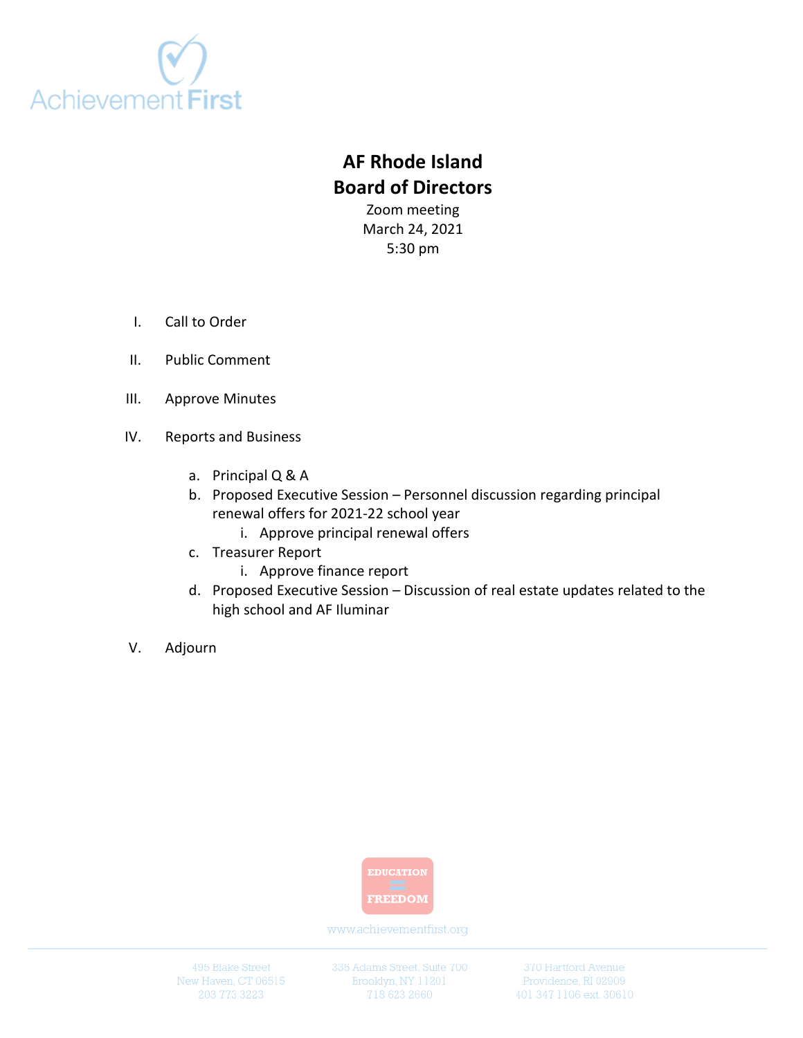# AF Rhode Island
# Board of Directors

Zoom meeting
March 24, 2021
5:30 pm

I. Call to Order

II. Public Comment

III. Approve Minutes

IV. Reports and Business

   a. Principal Q & A
   b. Proposed Executive Session – Personnel discussion regarding principal renewal offers for 2021-22 school year
      i. Approve principal renewal offers
   c. Treasurer Report
      i. Approve finance report
   d. Proposed Executive Session – Discussion of real estate updates related to the high school and AF Iluminar

V. Adjourn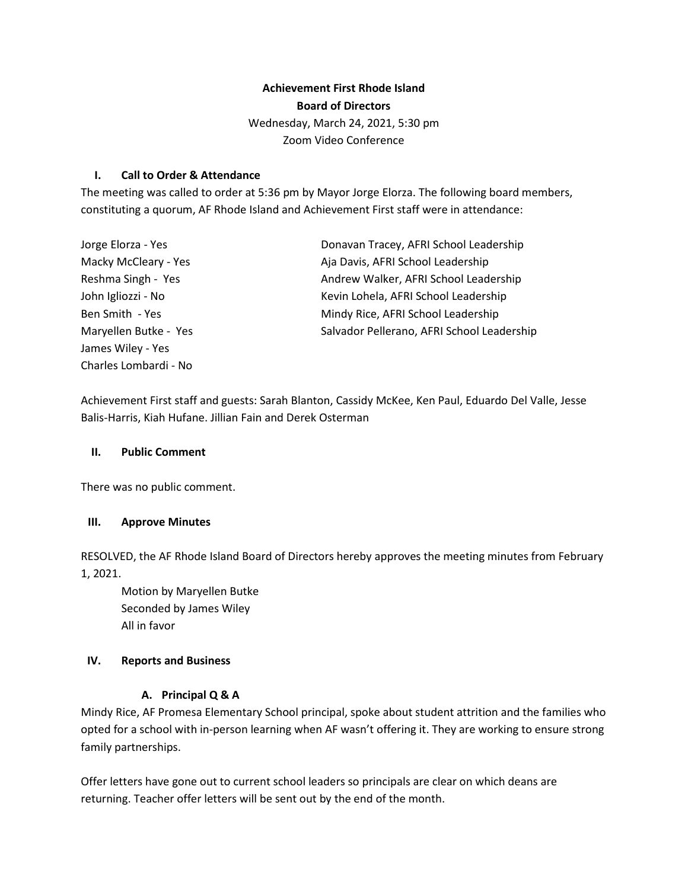**Achievement First Rhode Island**

**Board of Directors**

Wednesday, March 24, 2021, 5:30 pm

Zoom Video Conference

## I. Call to Order & Attendance

The meeting was called to order at 5:36 pm by Mayor Jorge Elorza. The following board members, constituting a quorum, AF Rhode Island and Achievement First staff were in attendance:

Jorge Elorza - Yes
Macky McCleary - Yes
Reshma Singh - Yes
John Igliozzi - No
Ben Smith - Yes
Maryellen Butke - Yes
James Wiley - Yes
Charles Lombardi - No

Donavan Tracey, AFRI School Leadership
Aja Davis, AFRI School Leadership
Andrew Walker, AFRI School Leadership
Kevin Lohela, AFRI School Leadership
Mindy Rice, AFRI School Leadership
Salvador Pellerano, AFRI School Leadership

Achievement First staff and guests: Sarah Blanton, Cassidy McKee, Ken Paul, Eduardo Del Valle, Jesse Balis-Harris, Kiah Hufane. Jillian Fain and Derek Osterman

## II. Public Comment

There was no public comment.

## III. Approve Minutes

RESOLVED, the AF Rhode Island Board of Directors hereby approves the meeting minutes from February 1, 2021.

Motion by Maryellen Butke
Seconded by James Wiley
All in favor

## IV. Reports and Business

### A. Principal Q & A

Mindy Rice, AF Promesa Elementary School principal, spoke about student attrition and the families who opted for a school with in-person learning when AF wasn't offering it. They are working to ensure strong family partnerships.

Offer letters have gone out to current school leaders so principals are clear on which deans are returning. Teacher offer letters will be sent out by the end of the month.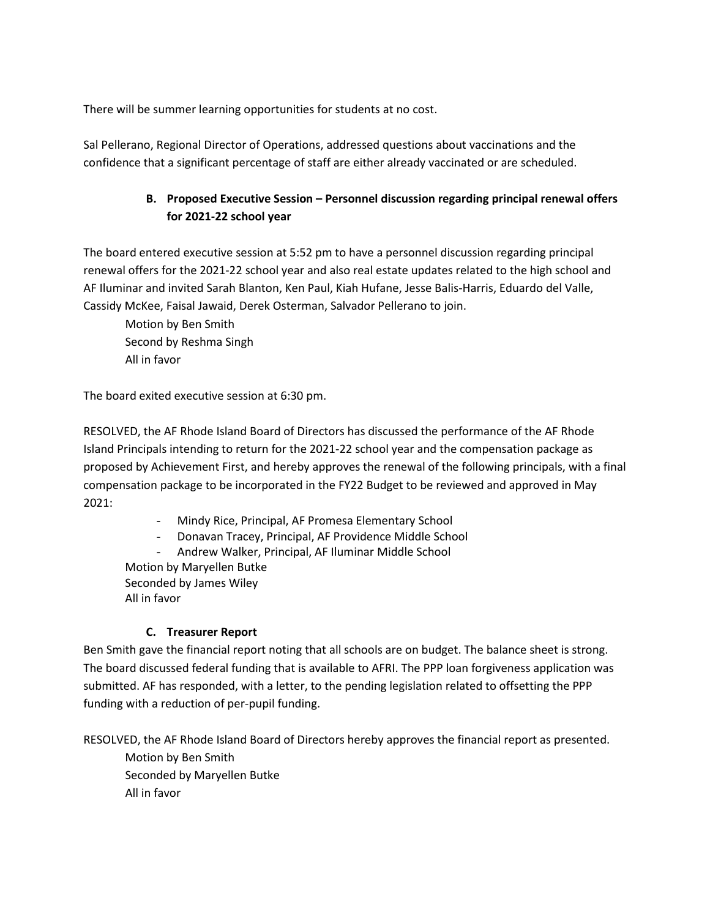There will be summer learning opportunities for students at no cost.

Sal Pellerano, Regional Director of Operations, addressed questions about vaccinations and the confidence that a significant percentage of staff are either already vaccinated or are scheduled.

### B. Proposed Executive Session – Personnel discussion regarding principal renewal offers for 2021-22 school year

The board entered executive session at 5:52 pm to have a personnel discussion regarding principal renewal offers for the 2021-22 school year and also real estate updates related to the high school and AF Iluminar and invited Sarah Blanton, Ken Paul, Kiah Hufane, Jesse Balis-Harris, Eduardo del Valle, Cassidy McKee, Faisal Jawaid, Derek Osterman, Salvador Pellerano to join.

Motion by Ben Smith
Second by Reshma Singh
All in favor

The board exited executive session at 6:30 pm.

RESOLVED, the AF Rhode Island Board of Directors has discussed the performance of the AF Rhode Island Principals intending to return for the 2021-22 school year and the compensation package as proposed by Achievement First, and hereby approves the renewal of the following principals, with a final compensation package to be incorporated in the FY22 Budget to be reviewed and approved in May 2021:

- Mindy Rice, Principal, AF Promesa Elementary School
- Donavan Tracey, Principal, AF Providence Middle School
- Andrew Walker, Principal, AF Iluminar Middle School

Motion by Maryellen Butke
Seconded by James Wiley
All in favor

### C. Treasurer Report

Ben Smith gave the financial report noting that all schools are on budget. The balance sheet is strong. The board discussed federal funding that is available to AFRI. The PPP loan forgiveness application was submitted. AF has responded, with a letter, to the pending legislation related to offsetting the PPP funding with a reduction of per-pupil funding.

RESOLVED, the AF Rhode Island Board of Directors hereby approves the financial report as presented.

Motion by Ben Smith
Seconded by Maryellen Butke
All in favor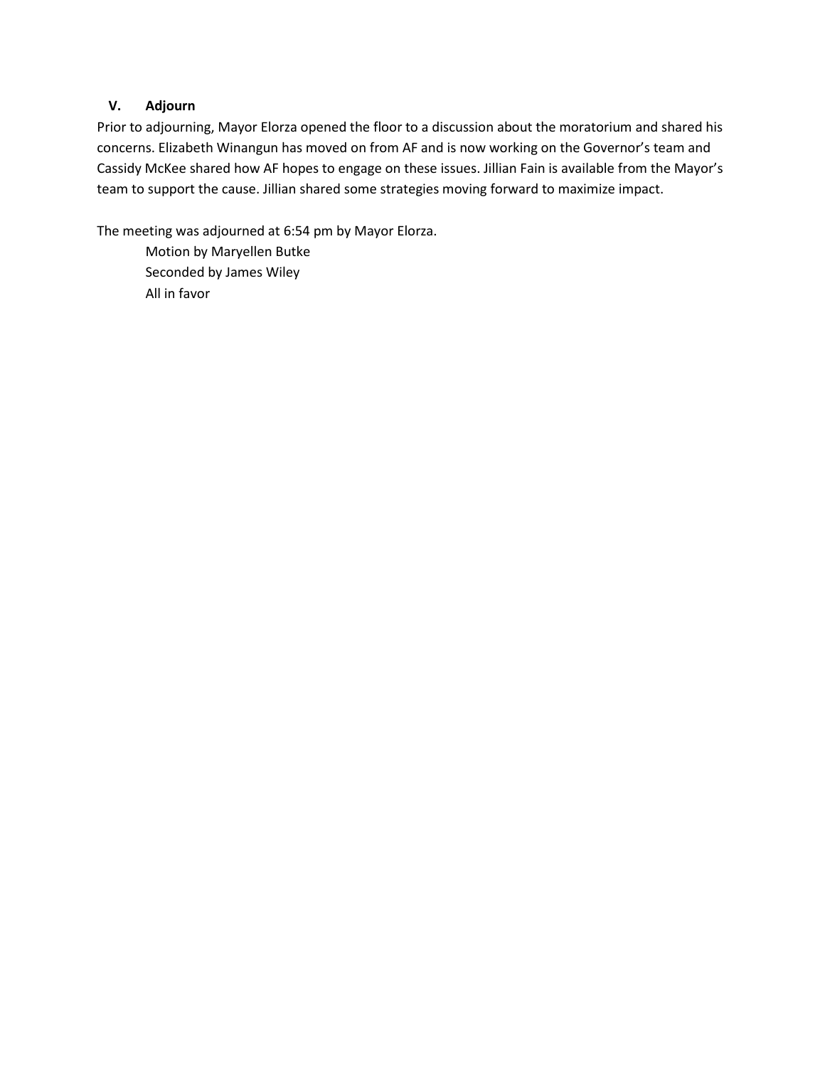## V. Adjourn

Prior to adjourning, Mayor Elorza opened the floor to a discussion about the moratorium and shared his concerns. Elizabeth Winangun has moved on from AF and is now working on the Governor's team and Cassidy McKee shared how AF hopes to engage on these issues. Jillian Fain is available from the Mayor's team to support the cause. Jillian shared some strategies moving forward to maximize impact.

The meeting was adjourned at 6:54 pm by Mayor Elorza.

Motion by Maryellen Butke
Seconded by James Wiley
All in favor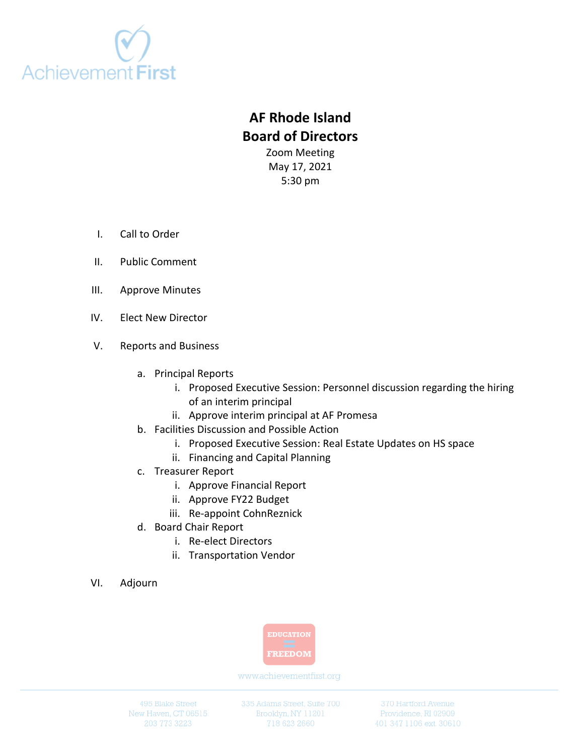# AF Rhode Island
# Board of Directors

Zoom Meeting
May 17, 2021
5:30 pm

I. Call to Order

II. Public Comment

III. Approve Minutes

IV. Elect New Director

V. Reports and Business

   a. Principal Reports
      i. Proposed Executive Session: Personnel discussion regarding the hiring of an interim principal
      ii. Approve interim principal at AF Promesa

   b. Facilities Discussion and Possible Action
      i. Proposed Executive Session: Real Estate Updates on HS space
      ii. Financing and Capital Planning

   c. Treasurer Report
      i. Approve Financial Report
      ii. Approve FY22 Budget
      iii. Re-appoint CohnReznick

   d. Board Chair Report
      i. Re-elect Directors
      ii. Transportation Vendor

VI. Adjourn

EDUCATION = FREEDOM

www.achievementfirst.org

495 Blake Street
New Haven, CT 06515
203 773 3223

335 Adams Street, Suite 700
Brooklyn, NY 11201
718 623 2660

370 Hartford Avenue
Providence, RI 02909
401 347 1106 ext. 30610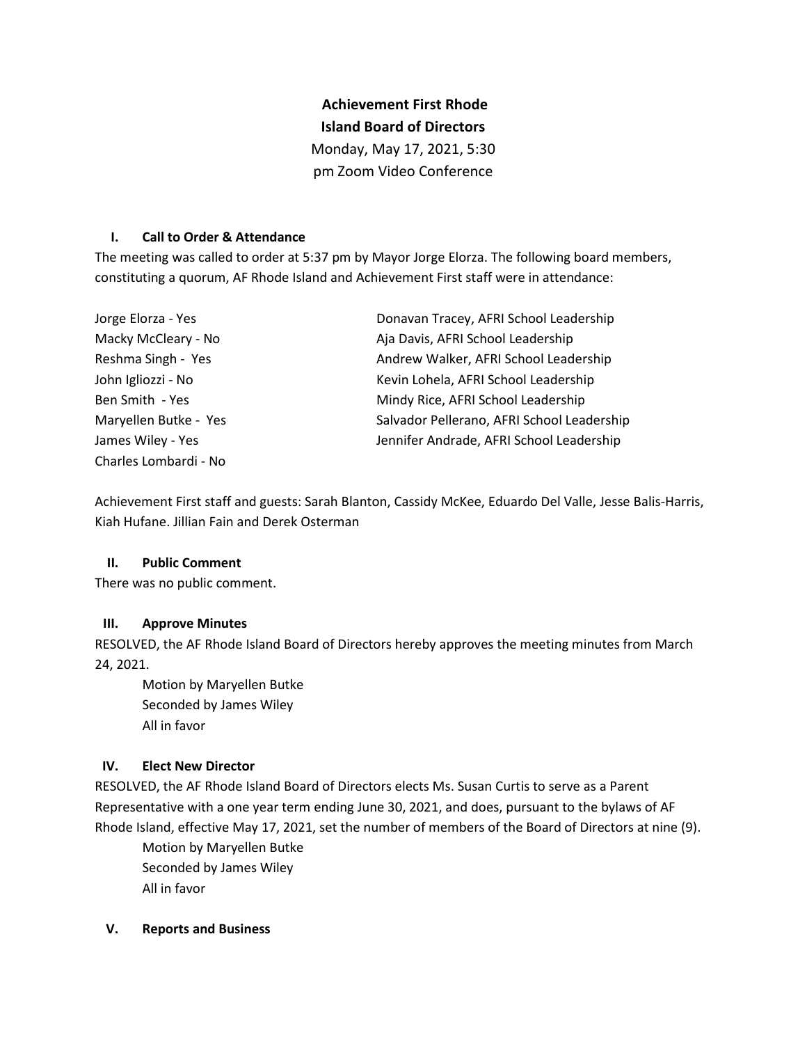**Achievement First Rhode Island Board of Directors**

Monday, May 17, 2021, 5:30 pm Zoom Video Conference

## I. Call to Order & Attendance

The meeting was called to order at 5:37 pm by Mayor Jorge Elorza. The following board members, constituting a quorum, AF Rhode Island and Achievement First staff were in attendance:

Jorge Elorza - Yes
Macky McCleary - No
Reshma Singh - Yes
John Igliozzi - No
Ben Smith - Yes
Maryellen Butke - Yes
James Wiley - Yes
Charles Lombardi - No

Donavan Tracey, AFRI School Leadership
Aja Davis, AFRI School Leadership
Andrew Walker, AFRI School Leadership
Kevin Lohela, AFRI School Leadership
Mindy Rice, AFRI School Leadership
Salvador Pellerano, AFRI School Leadership
Jennifer Andrade, AFRI School Leadership

Achievement First staff and guests: Sarah Blanton, Cassidy McKee, Eduardo Del Valle, Jesse Balis-Harris, Kiah Hufane. Jillian Fain and Derek Osterman

## II. Public Comment

There was no public comment.

## III. Approve Minutes

RESOLVED, the AF Rhode Island Board of Directors hereby approves the meeting minutes from March 24, 2021.

Motion by Maryellen Butke
Seconded by James Wiley
All in favor

## IV. Elect New Director

RESOLVED, the AF Rhode Island Board of Directors elects Ms. Susan Curtis to serve as a Parent Representative with a one year term ending June 30, 2021, and does, pursuant to the bylaws of AF Rhode Island, effective May 17, 2021, set the number of members of the Board of Directors at nine (9).

Motion by Maryellen Butke
Seconded by James Wiley
All in favor

## V. Reports and Business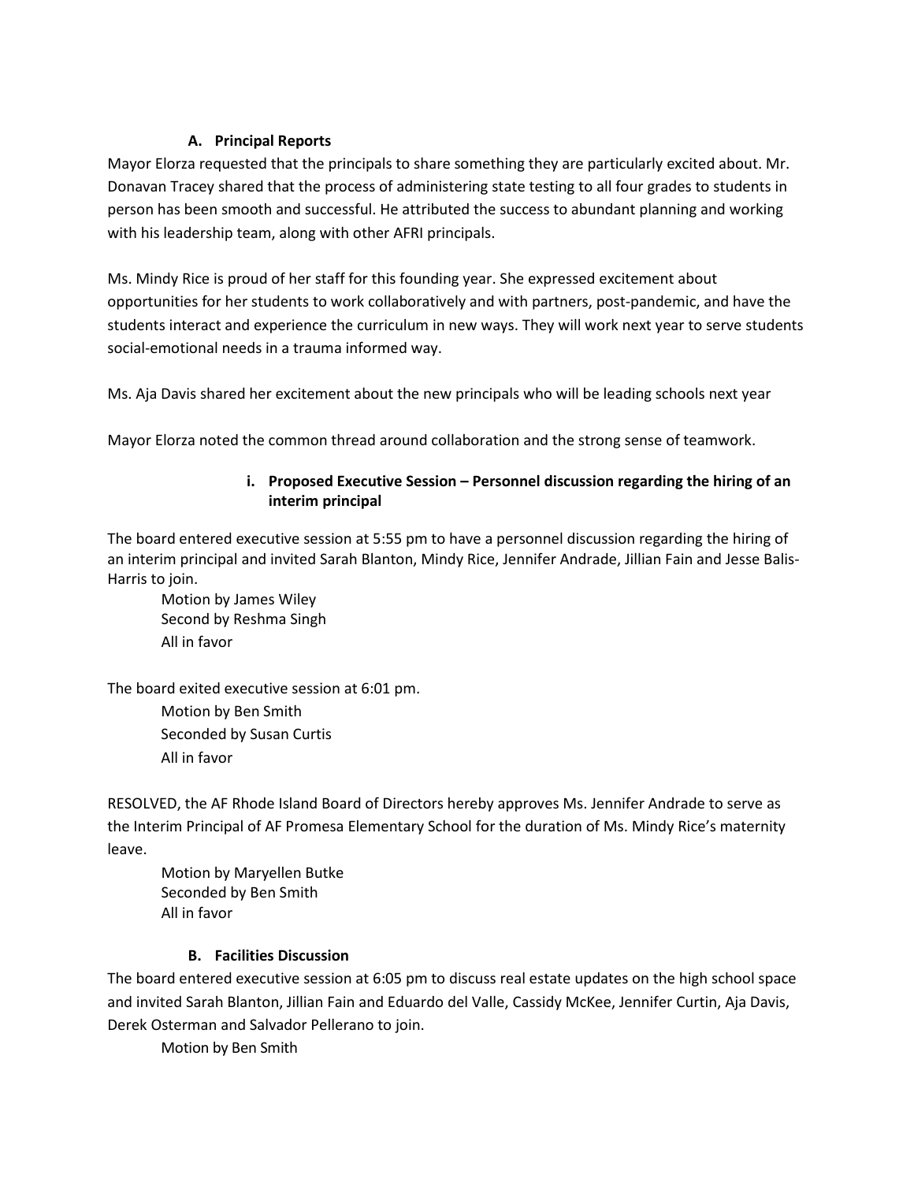### A. Principal Reports

Mayor Elorza requested that the principals to share something they are particularly excited about. Mr. Donavan Tracey shared that the process of administering state testing to all four grades to students in person has been smooth and successful. He attributed the success to abundant planning and working with his leadership team, along with other AFRI principals.

Ms. Mindy Rice is proud of her staff for this founding year. She expressed excitement about opportunities for her students to work collaboratively and with partners, post-pandemic, and have the students interact and experience the curriculum in new ways. They will work next year to serve students social-emotional needs in a trauma informed way.

Ms. Aja Davis shared her excitement about the new principals who will be leading schools next year

Mayor Elorza noted the common thread around collaboration and the strong sense of teamwork.

#### i. Proposed Executive Session – Personnel discussion regarding the hiring of an interim principal

The board entered executive session at 5:55 pm to have a personnel discussion regarding the hiring of an interim principal and invited Sarah Blanton, Mindy Rice, Jennifer Andrade, Jillian Fain and Jesse Balis-Harris to join.

Motion by James Wiley
Second by Reshma Singh
All in favor

The board exited executive session at 6:01 pm.

Motion by Ben Smith
Seconded by Susan Curtis
All in favor

RESOLVED, the AF Rhode Island Board of Directors hereby approves Ms. Jennifer Andrade to serve as the Interim Principal of AF Promesa Elementary School for the duration of Ms. Mindy Rice's maternity leave.

Motion by Maryellen Butke
Seconded by Ben Smith
All in favor

### B. Facilities Discussion

The board entered executive session at 6:05 pm to discuss real estate updates on the high school space and invited Sarah Blanton, Jillian Fain and Eduardo del Valle, Cassidy McKee, Jennifer Curtin, Aja Davis, Derek Osterman and Salvador Pellerano to join.

Motion by Ben Smith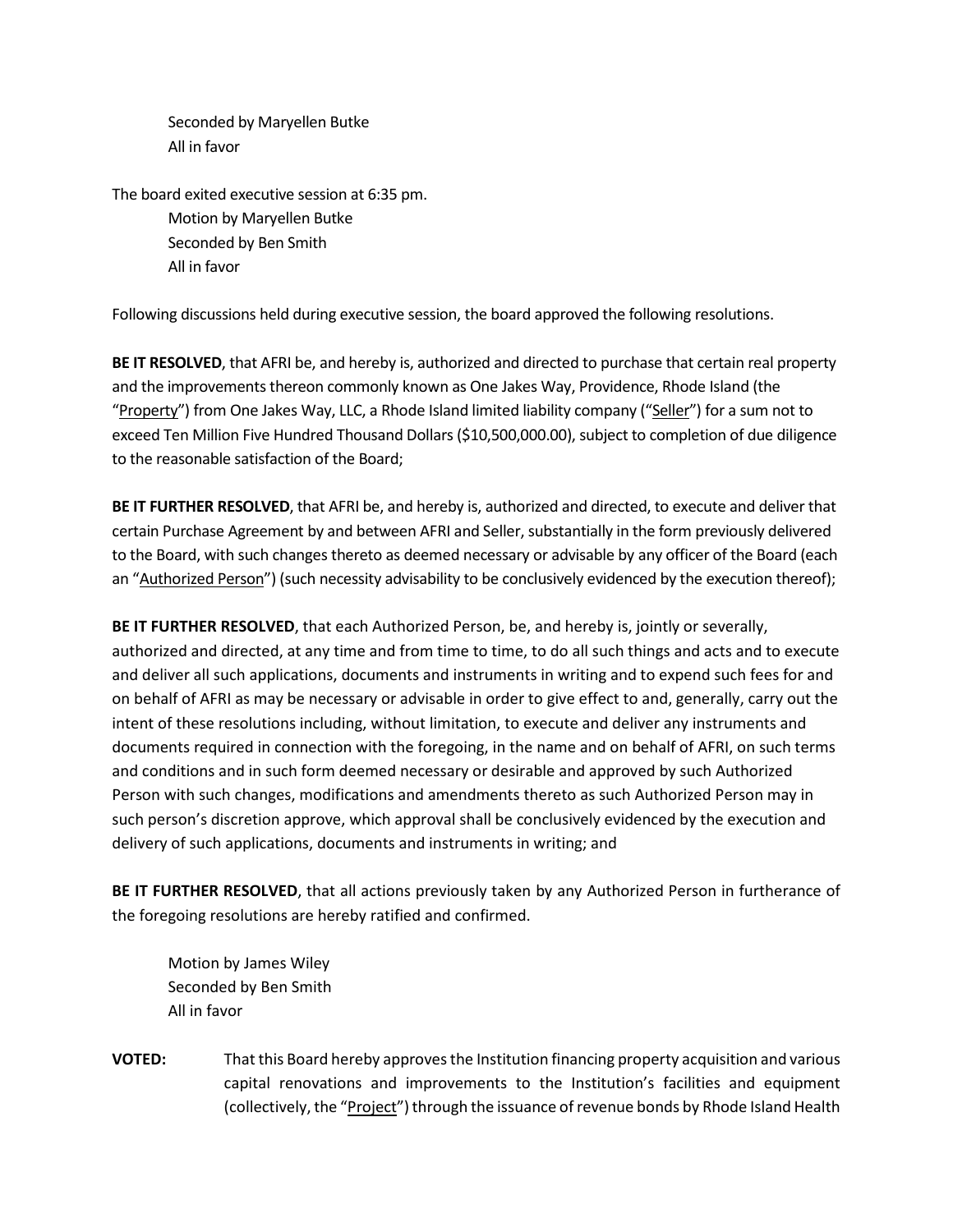Seconded by Maryellen Butke
All in favor

The board exited executive session at 6:35 pm.
Motion by Maryellen Butke
Seconded by Ben Smith
All in favor

Following discussions held during executive session, the board approved the following resolutions.

**BE IT RESOLVED**, that AFRI be, and hereby is, authorized and directed to purchase that certain real property and the improvements thereon commonly known as One Jakes Way, Providence, Rhode Island (the "Property") from One Jakes Way, LLC, a Rhode Island limited liability company ("Seller") for a sum not to exceed Ten Million Five Hundred Thousand Dollars ($10,500,000.00), subject to completion of due diligence to the reasonable satisfaction of the Board;

**BE IT FURTHER RESOLVED**, that AFRI be, and hereby is, authorized and directed, to execute and deliver that certain Purchase Agreement by and between AFRI and Seller, substantially in the form previously delivered to the Board, with such changes thereto as deemed necessary or advisable by any officer of the Board (each an "Authorized Person") (such necessity advisability to be conclusively evidenced by the execution thereof);

**BE IT FURTHER RESOLVED**, that each Authorized Person, be, and hereby is, jointly or severally, authorized and directed, at any time and from time to time, to do all such things and acts and to execute and deliver all such applications, documents and instruments in writing and to expend such fees for and on behalf of AFRI as may be necessary or advisable in order to give effect to and, generally, carry out the intent of these resolutions including, without limitation, to execute and deliver any instruments and documents required in connection with the foregoing, in the name and on behalf of AFRI, on such terms and conditions and in such form deemed necessary or desirable and approved by such Authorized Person with such changes, modifications and amendments thereto as such Authorized Person may in such person's discretion approve, which approval shall be conclusively evidenced by the execution and delivery of such applications, documents and instruments in writing; and

**BE IT FURTHER RESOLVED**, that all actions previously taken by any Authorized Person in furtherance of the foregoing resolutions are hereby ratified and confirmed.

Motion by James Wiley
Seconded by Ben Smith
All in favor

**VOTED:** That this Board hereby approves the Institution financing property acquisition and various capital renovations and improvements to the Institution's facilities and equipment (collectively, the "Project") through the issuance of revenue bonds by Rhode Island Health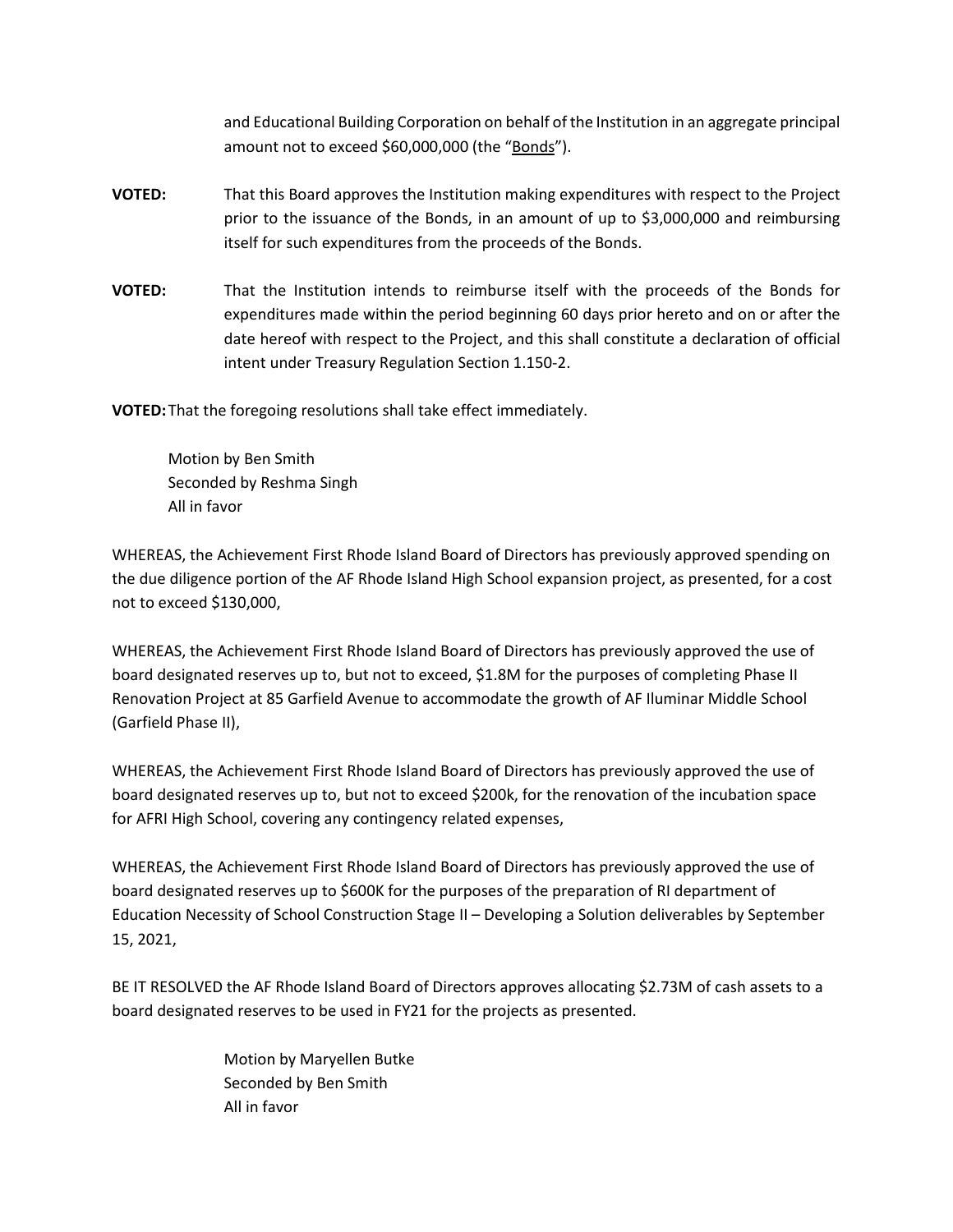and Educational Building Corporation on behalf of the Institution in an aggregate principal amount not to exceed $60,000,000 (the "Bonds").

**VOTED:** That this Board approves the Institution making expenditures with respect to the Project prior to the issuance of the Bonds, in an amount of up to $3,000,000 and reimbursing itself for such expenditures from the proceeds of the Bonds.

**VOTED:** That the Institution intends to reimburse itself with the proceeds of the Bonds for expenditures made within the period beginning 60 days prior hereto and on or after the date hereof with respect to the Project, and this shall constitute a declaration of official intent under Treasury Regulation Section 1.150-2.

**VOTED:** That the foregoing resolutions shall take effect immediately.

Motion by Ben Smith
Seconded by Reshma Singh
All in favor

WHEREAS, the Achievement First Rhode Island Board of Directors has previously approved spending on the due diligence portion of the AF Rhode Island High School expansion project, as presented, for a cost not to exceed $130,000,

WHEREAS, the Achievement First Rhode Island Board of Directors has previously approved the use of board designated reserves up to, but not to exceed, $1.8M for the purposes of completing Phase II Renovation Project at 85 Garfield Avenue to accommodate the growth of AF Iluminar Middle School (Garfield Phase II),

WHEREAS, the Achievement First Rhode Island Board of Directors has previously approved the use of board designated reserves up to, but not to exceed $200k, for the renovation of the incubation space for AFRI High School, covering any contingency related expenses,

WHEREAS, the Achievement First Rhode Island Board of Directors has previously approved the use of board designated reserves up to $600K for the purposes of the preparation of RI department of Education Necessity of School Construction Stage II – Developing a Solution deliverables by September 15, 2021,

BE IT RESOLVED the AF Rhode Island Board of Directors approves allocating $2.73M of cash assets to a board designated reserves to be used in FY21 for the projects as presented.

Motion by Maryellen Butke
Seconded by Ben Smith
All in favor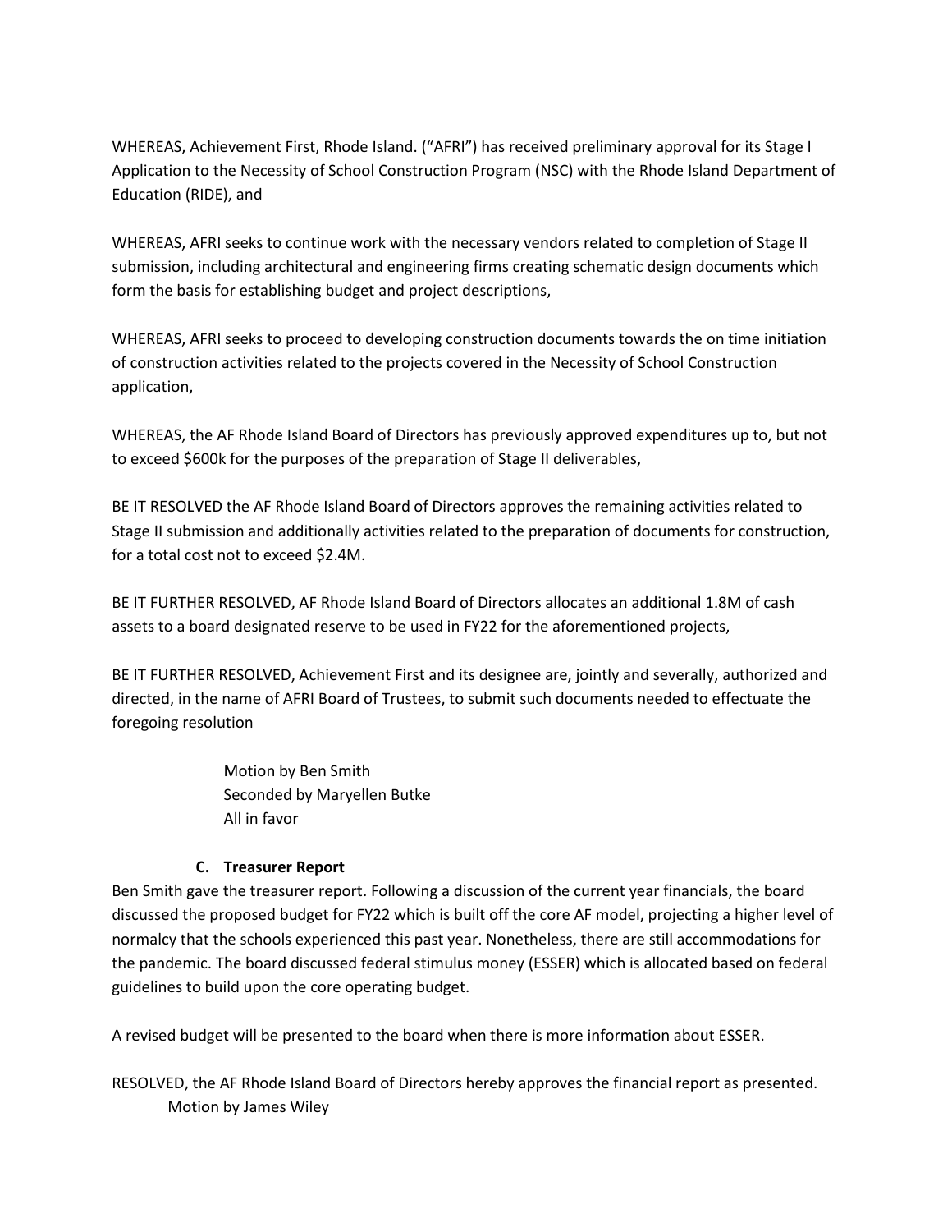WHEREAS, Achievement First, Rhode Island. ("AFRI") has received preliminary approval for its Stage I Application to the Necessity of School Construction Program (NSC) with the Rhode Island Department of Education (RIDE), and

WHEREAS, AFRI seeks to continue work with the necessary vendors related to completion of Stage II submission, including architectural and engineering firms creating schematic design documents which form the basis for establishing budget and project descriptions,

WHEREAS, AFRI seeks to proceed to developing construction documents towards the on time initiation of construction activities related to the projects covered in the Necessity of School Construction application,

WHEREAS, the AF Rhode Island Board of Directors has previously approved expenditures up to, but not to exceed $600k for the purposes of the preparation of Stage II deliverables,

BE IT RESOLVED the AF Rhode Island Board of Directors approves the remaining activities related to Stage II submission and additionally activities related to the preparation of documents for construction, for a total cost not to exceed $2.4M.

BE IT FURTHER RESOLVED, AF Rhode Island Board of Directors allocates an additional 1.8M of cash assets to a board designated reserve to be used in FY22 for the aforementioned projects,

BE IT FURTHER RESOLVED, Achievement First and its designee are, jointly and severally, authorized and directed, in the name of AFRI Board of Trustees, to submit such documents needed to effectuate the foregoing resolution

Motion by Ben Smith
Seconded by Maryellen Butke
All in favor

### C. Treasurer Report

Ben Smith gave the treasurer report. Following a discussion of the current year financials, the board discussed the proposed budget for FY22 which is built off the core AF model, projecting a higher level of normalcy that the schools experienced this past year. Nonetheless, there are still accommodations for the pandemic. The board discussed federal stimulus money (ESSER) which is allocated based on federal guidelines to build upon the core operating budget.

A revised budget will be presented to the board when there is more information about ESSER.

RESOLVED, the AF Rhode Island Board of Directors hereby approves the financial report as presented.
Motion by James Wiley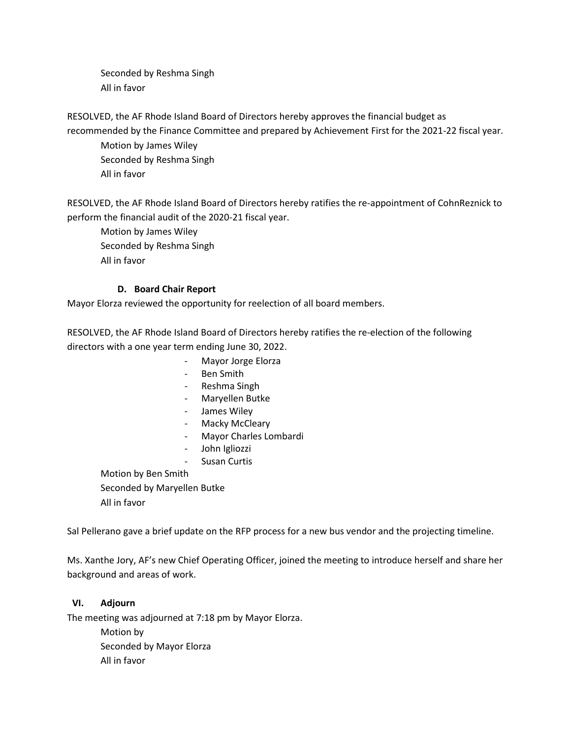Seconded by Reshma Singh
All in favor

RESOLVED, the AF Rhode Island Board of Directors hereby approves the financial budget as recommended by the Finance Committee and prepared by Achievement First for the 2021-22 fiscal year.

Motion by James Wiley
Seconded by Reshma Singh
All in favor

RESOLVED, the AF Rhode Island Board of Directors hereby ratifies the re-appointment of CohnReznick to perform the financial audit of the 2020-21 fiscal year.

Motion by James Wiley
Seconded by Reshma Singh
All in favor

#### D. Board Chair Report

Mayor Elorza reviewed the opportunity for reelection of all board members.

RESOLVED, the AF Rhode Island Board of Directors hereby ratifies the re-election of the following directors with a one year term ending June 30, 2022.

- Mayor Jorge Elorza
- Ben Smith
- Reshma Singh
- Maryellen Butke
- James Wiley
- Macky McCleary
- Mayor Charles Lombardi
- John Igliozzi
- Susan Curtis

Motion by Ben Smith
Seconded by Maryellen Butke
All in favor

Sal Pellerano gave a brief update on the RFP process for a new bus vendor and the projecting timeline.

Ms. Xanthe Jory, AF's new Chief Operating Officer, joined the meeting to introduce herself and share her background and areas of work.

### VI. Adjourn

The meeting was adjourned at 7:18 pm by Mayor Elorza.

Motion by
Seconded by Mayor Elorza
All in favor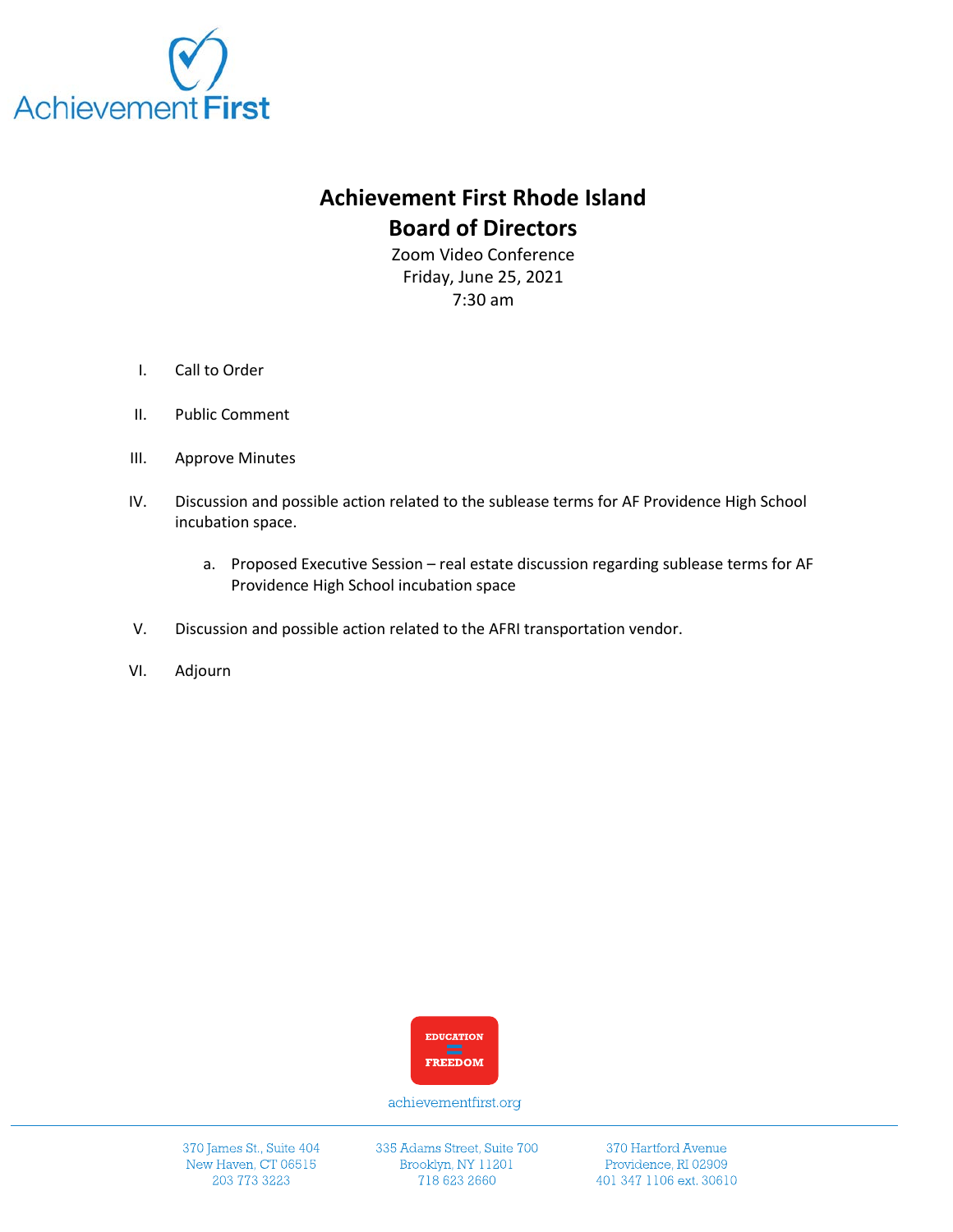Achievement First

# Achievement First Rhode Island
## Board of Directors

Zoom Video Conference
Friday, June 25, 2021
7:30 am

I. Call to Order

II. Public Comment

III. Approve Minutes

IV. Discussion and possible action related to the sublease terms for AF Providence High School incubation space.

   a. Proposed Executive Session – real estate discussion regarding sublease terms for AF Providence High School incubation space

V. Discussion and possible action related to the AFRI transportation vendor.

VI. Adjourn

EDUCATION = FREEDOM

achievementfirst.org

370 James St., Suite 404
New Haven, CT 06515
203 773 3223

335 Adams Street, Suite 700
Brooklyn, NY 11201
718 623 2660

370 Hartford Avenue
Providence, RI 02909
401 347 1106 ext. 30610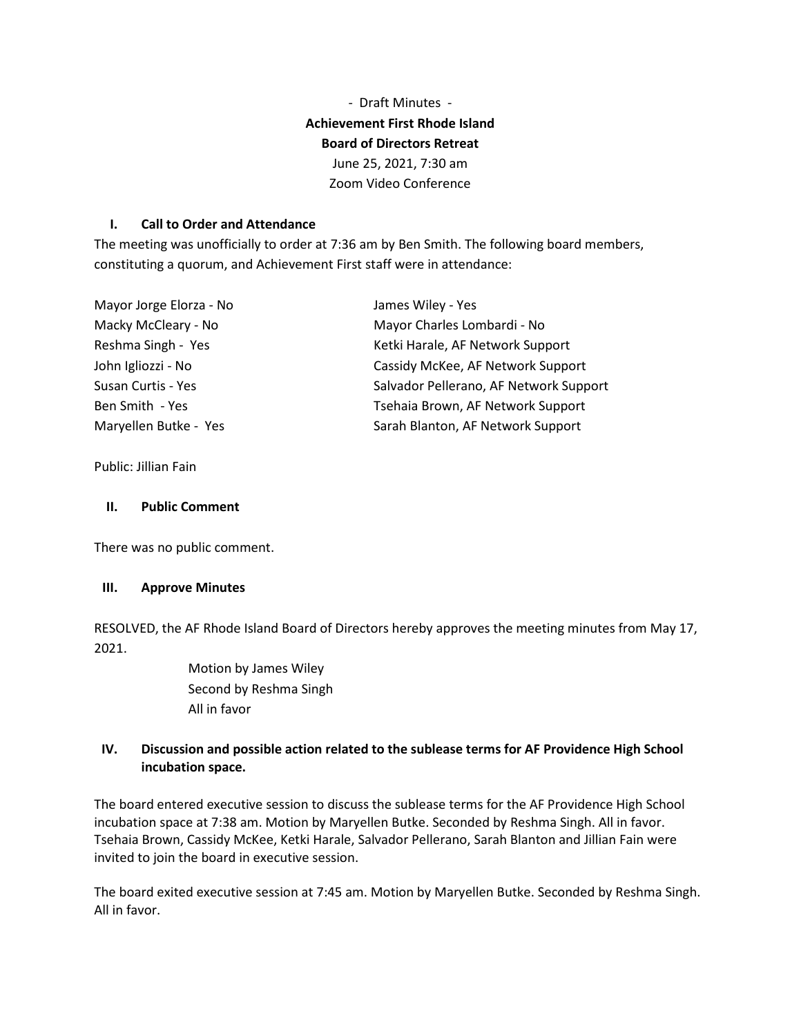- Draft Minutes -

**Achievement First Rhode Island**

**Board of Directors Retreat**

June 25, 2021, 7:30 am

Zoom Video Conference

## I. Call to Order and Attendance

The meeting was unofficially to order at 7:36 am by Ben Smith. The following board members, constituting a quorum, and Achievement First staff were in attendance:

Mayor Jorge Elorza - No
Macky McCleary - No
Reshma Singh - Yes
John Igliozzi - No
Susan Curtis - Yes
Ben Smith - Yes
Maryellen Butke - Yes
James Wiley - Yes
Mayor Charles Lombardi - No
Ketki Harale, AF Network Support
Cassidy McKee, AF Network Support
Salvador Pellerano, AF Network Support
Tsehaia Brown, AF Network Support
Sarah Blanton, AF Network Support

Public: Jillian Fain

## II. Public Comment

There was no public comment.

## III. Approve Minutes

RESOLVED, the AF Rhode Island Board of Directors hereby approves the meeting minutes from May 17, 2021.

Motion by James Wiley
Second by Reshma Singh
All in favor

## IV. Discussion and possible action related to the sublease terms for AF Providence High School incubation space.

The board entered executive session to discuss the sublease terms for the AF Providence High School incubation space at 7:38 am. Motion by Maryellen Butke. Seconded by Reshma Singh. All in favor. Tsehaia Brown, Cassidy McKee, Ketki Harale, Salvador Pellerano, Sarah Blanton and Jillian Fain were invited to join the board in executive session.

The board exited executive session at 7:45 am. Motion by Maryellen Butke. Seconded by Reshma Singh. All in favor.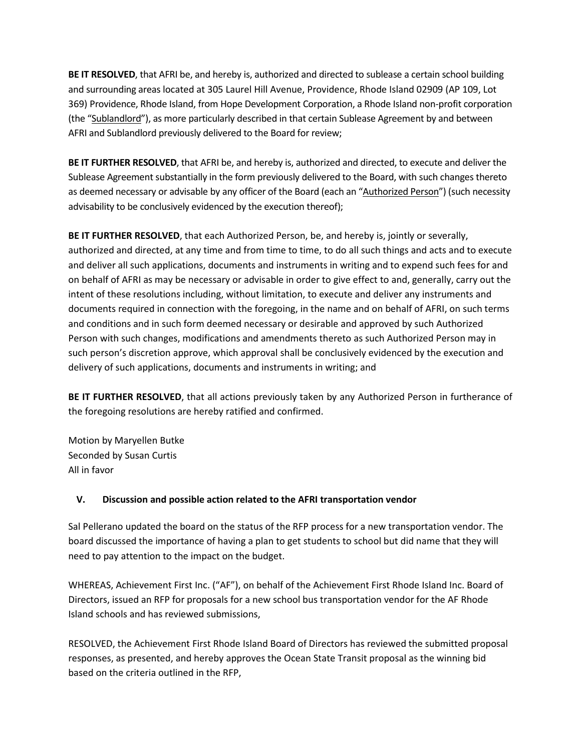**BE IT RESOLVED**, that AFRI be, and hereby is, authorized and directed to sublease a certain school building and surrounding areas located at 305 Laurel Hill Avenue, Providence, Rhode Island 02909 (AP 109, Lot 369) Providence, Rhode Island, from Hope Development Corporation, a Rhode Island non-profit corporation (the "Sublandlord"), as more particularly described in that certain Sublease Agreement by and between AFRI and Sublandlord previously delivered to the Board for review;

**BE IT FURTHER RESOLVED**, that AFRI be, and hereby is, authorized and directed, to execute and deliver the Sublease Agreement substantially in the form previously delivered to the Board, with such changes thereto as deemed necessary or advisable by any officer of the Board (each an "Authorized Person") (such necessity advisability to be conclusively evidenced by the execution thereof);

**BE IT FURTHER RESOLVED**, that each Authorized Person, be, and hereby is, jointly or severally, authorized and directed, at any time and from time to time, to do all such things and acts and to execute and deliver all such applications, documents and instruments in writing and to expend such fees for and on behalf of AFRI as may be necessary or advisable in order to give effect to and, generally, carry out the intent of these resolutions including, without limitation, to execute and deliver any instruments and documents required in connection with the foregoing, in the name and on behalf of AFRI, on such terms and conditions and in such form deemed necessary or desirable and approved by such Authorized Person with such changes, modifications and amendments thereto as such Authorized Person may in such person's discretion approve, which approval shall be conclusively evidenced by the execution and delivery of such applications, documents and instruments in writing; and

**BE IT FURTHER RESOLVED**, that all actions previously taken by any Authorized Person in furtherance of the foregoing resolutions are hereby ratified and confirmed.

Motion by Maryellen Butke
Seconded by Susan Curtis
All in favor

**V. Discussion and possible action related to the AFRI transportation vendor**

Sal Pellerano updated the board on the status of the RFP process for a new transportation vendor. The board discussed the importance of having a plan to get students to school but did name that they will need to pay attention to the impact on the budget.

WHEREAS, Achievement First Inc. ("AF"), on behalf of the Achievement First Rhode Island Inc. Board of Directors, issued an RFP for proposals for a new school bus transportation vendor for the AF Rhode Island schools and has reviewed submissions,

RESOLVED, the Achievement First Rhode Island Board of Directors has reviewed the submitted proposal responses, as presented, and hereby approves the Ocean State Transit proposal as the winning bid based on the criteria outlined in the RFP,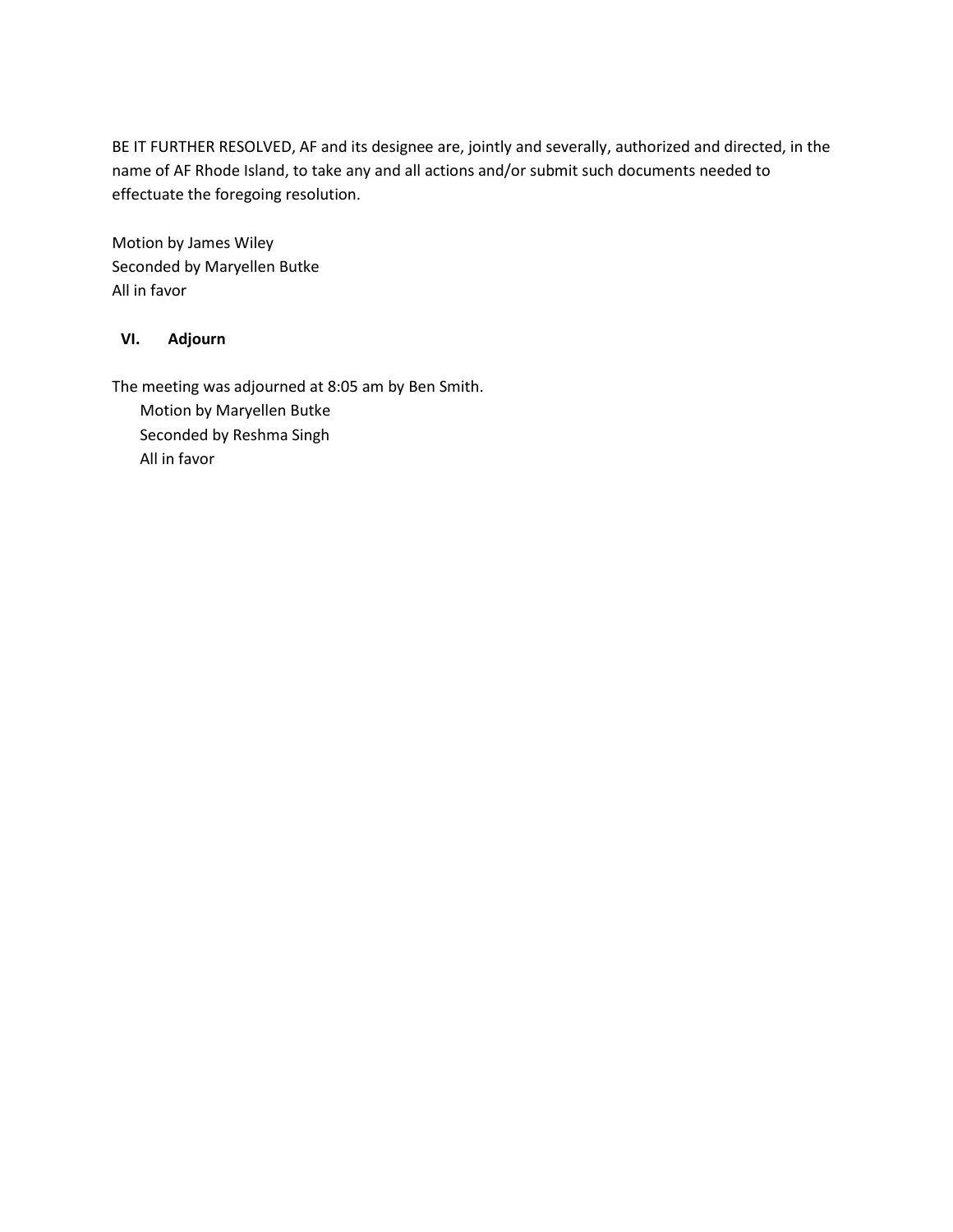BE IT FURTHER RESOLVED, AF and its designee are, jointly and severally, authorized and directed, in the name of AF Rhode Island, to take any and all actions and/or submit such documents needed to effectuate the foregoing resolution.

Motion by James Wiley
Seconded by Maryellen Butke
All in favor

## VI. Adjourn

The meeting was adjourned at 8:05 am by Ben Smith.
Motion by Maryellen Butke
Seconded by Reshma Singh
All in favor